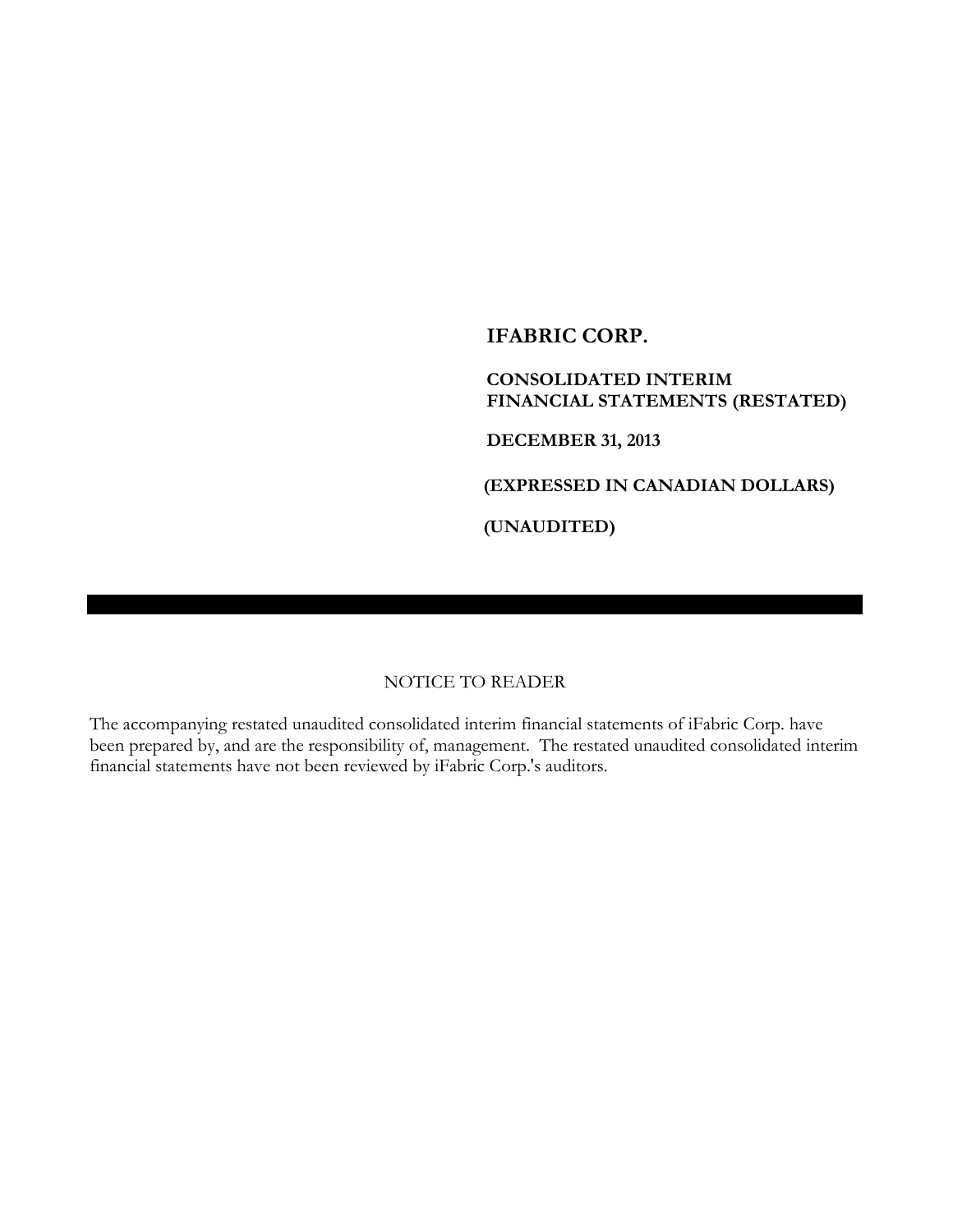# IFABRIC CORP.

## CONSOLIDATED INTERIM FINANCIAL STATEMENTS (RESTATED)

**DECEMBER 31, 2013**

**(EXPRESSED IN CANADIAN DOLLARS)**

**(UNAUDITED)**

NOTICE TO READER

The accompanying restated unaudited consolidated interim financial statements of iFabric Corp. have been prepared by, and are the responsibility of, management. The restated unaudited consolidated interim financial statements have not been reviewed by iFabric Corp.'s auditors.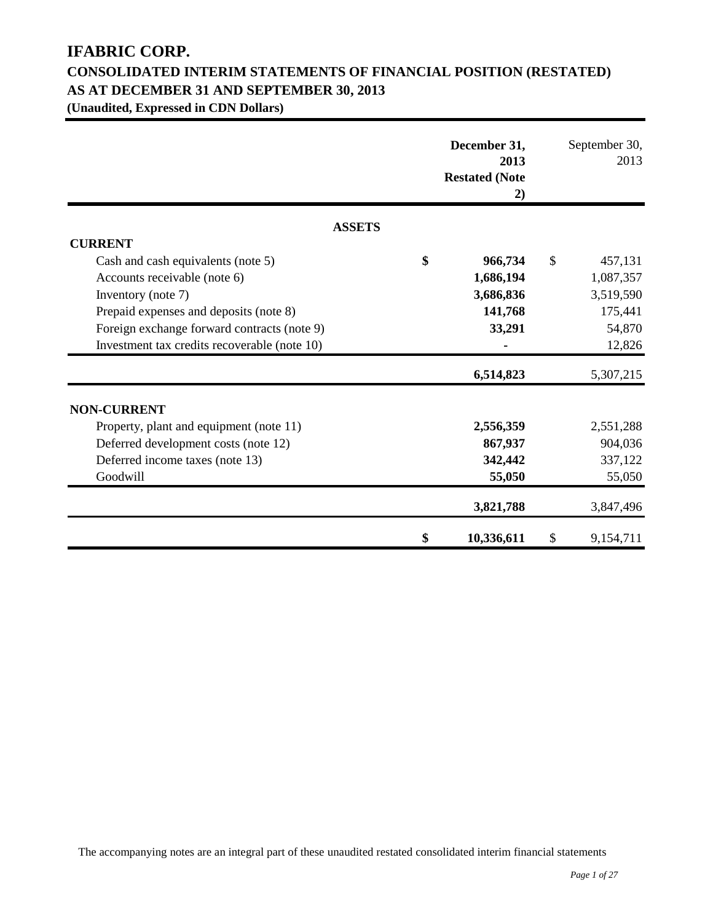# IFABRIC CORP.

## CONSOLIDATED INTERIM STATEMENTS OF FINANCIAL POSITION (RESTATED)

## AS AT DECEMBER 31 AND SEPTEMBER 30, 2013

**(Unaudited, Expressed in CDN Dollars)**

| | December 31, 2013 Restated (Note 2) | September 30, 2013 |
|---|---|---|
| **ASSETS** | | |
| **CURRENT** | | |
| Cash and cash equivalents (note 5) | **$ 966,734** | $ 457,131 |
| Accounts receivable (note 6) | **1,686,194** | 1,087,357 |
| Inventory (note 7) | **3,686,836** | 3,519,590 |
| Prepaid expenses and deposits (note 8) | **141,768** | 175,441 |
| Foreign exchange forward contracts (note 9) | **33,291** | 54,870 |
| Investment tax credits recoverable (note 10) | **-** | 12,826 |
| | **6,514,823** | 5,307,215 |
| **NON-CURRENT** | | |
| Property, plant and equipment (note 11) | **2,556,359** | 2,551,288 |
| Deferred development costs (note 12) | **867,937** | 904,036 |
| Deferred income taxes (note 13) | **342,442** | 337,122 |
| Goodwill | **55,050** | 55,050 |
| | **3,821,788** | 3,847,496 |
| | **$ 10,336,611** | $ 9,154,711 |

The accompanying notes are an integral part of these unaudited restated consolidated interim financial statements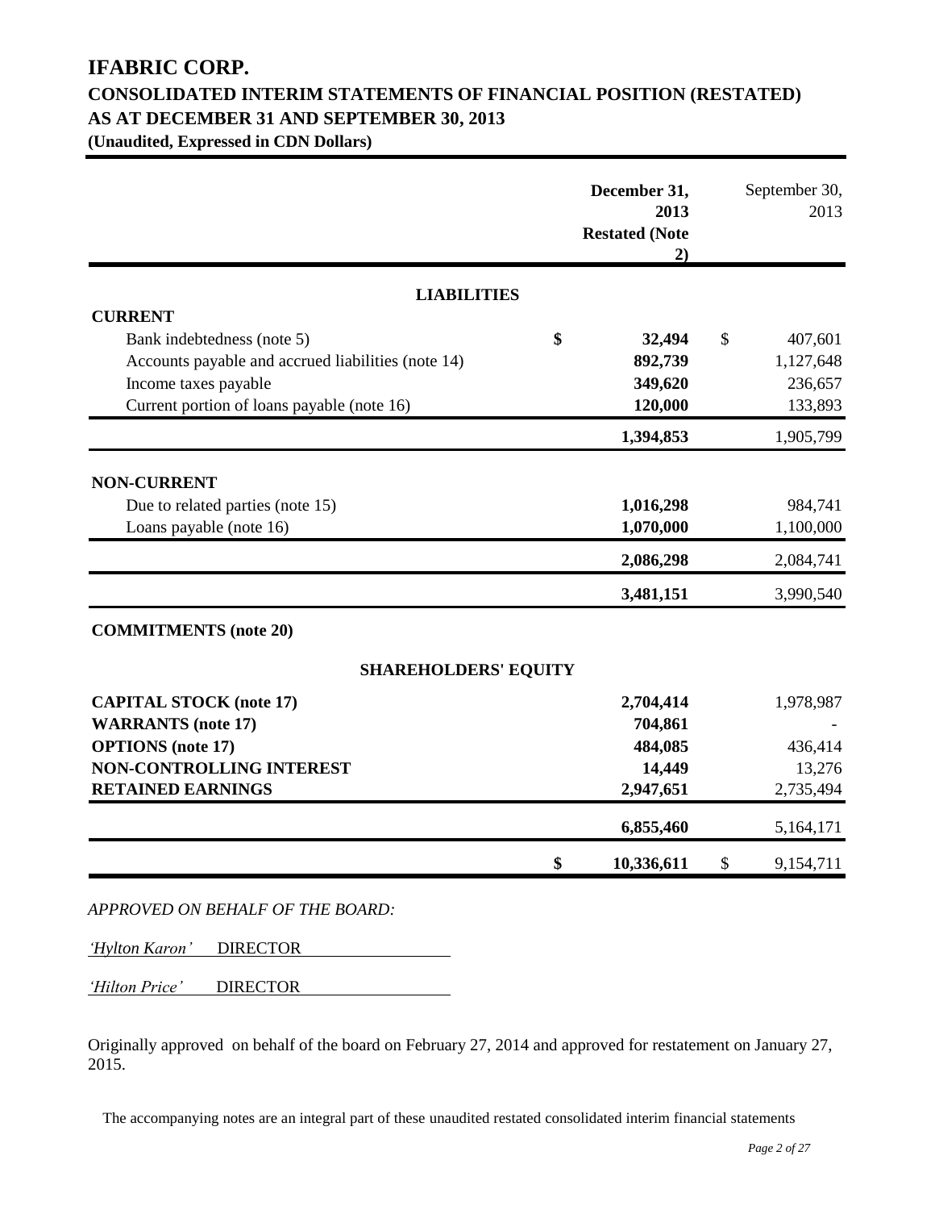# IFABRIC CORP.

## CONSOLIDATED INTERIM STATEMENTS OF FINANCIAL POSITION (RESTATED)
## AS AT DECEMBER 31 AND SEPTEMBER 30, 2013

**(Unaudited, Expressed in CDN Dollars)**

| | **December 31, 2013 Restated (Note 2)** | September 30, 2013 |
|---|---|---|
| **LIABILITIES** | | |
| **CURRENT** | | |
| Bank indebtedness (note 5) | **$ 32,494** | $ 407,601 |
| Accounts payable and accrued liabilities (note 14) | **892,739** | 1,127,648 |
| Income taxes payable | **349,620** | 236,657 |
| Current portion of loans payable (note 16) | **120,000** | 133,893 |
| | **1,394,853** | 1,905,799 |
| **NON-CURRENT** | | |
| Due to related parties (note 15) | **1,016,298** | 984,741 |
| Loans payable (note 16) | **1,070,000** | 1,100,000 |
| | **2,086,298** | 2,084,741 |
| | **3,481,151** | 3,990,540 |
| **COMMITMENTS (note 20)** | | |
| **SHAREHOLDERS' EQUITY** | | |
| **CAPITAL STOCK (note 17)** | **2,704,414** | 1,978,987 |
| **WARRANTS (note 17)** | **704,861** | - |
| **OPTIONS (note 17)** | **484,085** | 436,414 |
| **NON-CONTROLLING INTEREST** | **14,449** | 13,276 |
| **RETAINED EARNINGS** | **2,947,651** | 2,735,494 |
| | **6,855,460** | 5,164,171 |
| | **$ 10,336,611** | $ 9,154,711 |

*APPROVED ON BEHALF OF THE BOARD:*

*'Hylton Karon'* DIRECTOR

*'Hilton Price'* DIRECTOR

Originally approved on behalf of the board on February 27, 2014 and approved for restatement on January 27, 2015.

The accompanying notes are an integral part of these unaudited restated consolidated interim financial statements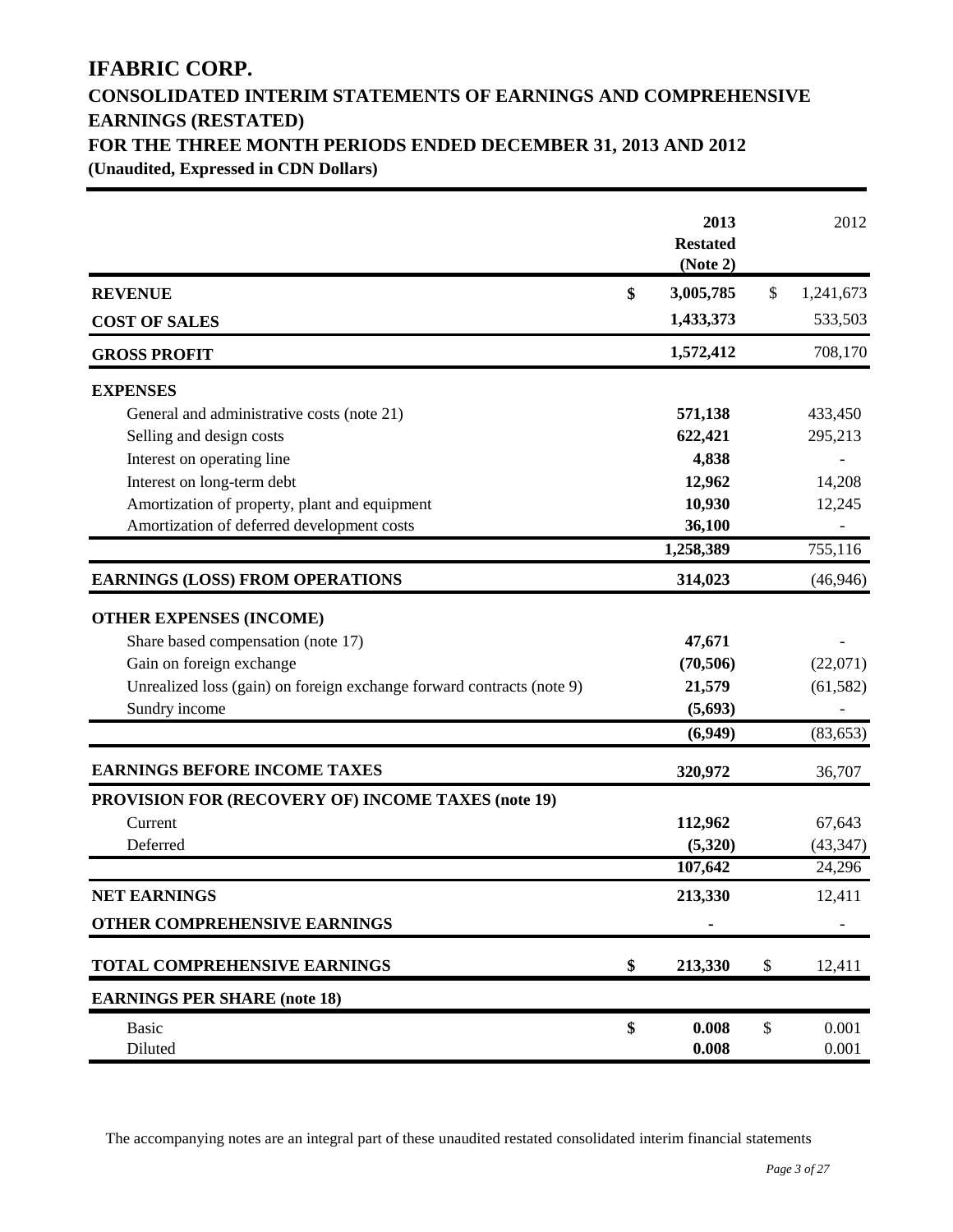# IFABRIC CORP.

## CONSOLIDATED INTERIM STATEMENTS OF EARNINGS AND COMPREHENSIVE EARNINGS (RESTATED)

## FOR THE THREE MONTH PERIODS ENDED DECEMBER 31, 2013 AND 2012

**(Unaudited, Expressed in CDN Dollars)**

| | 2013 Restated (Note 2) | 2012 |
|---|---|---|
| **REVENUE** | **$ 3,005,785** | $ 1,241,673 |
| **COST OF SALES** | **1,433,373** | 533,503 |
| **GROSS PROFIT** | **1,572,412** | 708,170 |
| **EXPENSES** | | |
| General and administrative costs (note 21) | **571,138** | 433,450 |
| Selling and design costs | **622,421** | 295,213 |
| Interest on operating line | **4,838** | - |
| Interest on long-term debt | **12,962** | 14,208 |
| Amortization of property, plant and equipment | **10,930** | 12,245 |
| Amortization of deferred development costs | **36,100** | - |
| | **1,258,389** | 755,116 |
| **EARNINGS (LOSS) FROM OPERATIONS** | **314,023** | (46,946) |
| **OTHER EXPENSES (INCOME)** | | |
| Share based compensation (note 17) | **47,671** | - |
| Gain on foreign exchange | **(70,506)** | (22,071) |
| Unrealized loss (gain) on foreign exchange forward contracts (note 9) | **21,579** | (61,582) |
| Sundry income | **(5,693)** | - |
| | **(6,949)** | (83,653) |
| **EARNINGS BEFORE INCOME TAXES** | **320,972** | 36,707 |
| **PROVISION FOR (RECOVERY OF) INCOME TAXES (note 19)** | | |
| Current | **112,962** | 67,643 |
| Deferred | **(5,320)** | (43,347) |
| | **107,642** | 24,296 |
| **NET EARNINGS** | **213,330** | 12,411 |
| **OTHER COMPREHENSIVE EARNINGS** | **-** | - |
| **TOTAL COMPREHENSIVE EARNINGS** | **$ 213,330** | $ 12,411 |
| **EARNINGS PER SHARE (note 18)** | | |
| Basic | **$ 0.008** | $ 0.001 |
| Diluted | **0.008** | 0.001 |

The accompanying notes are an integral part of these unaudited restated consolidated interim financial statements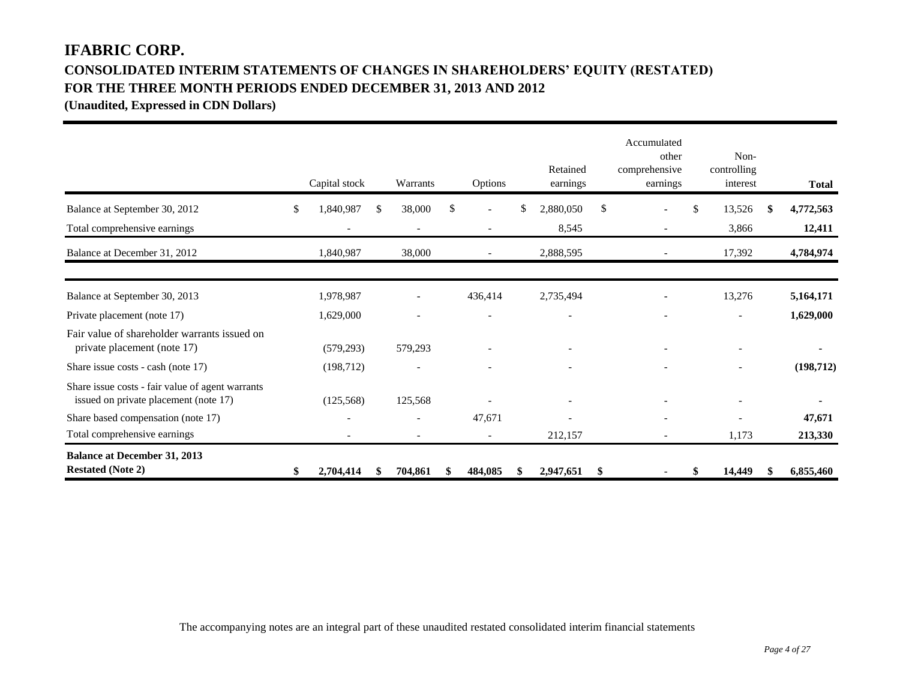# IFABRIC CORP.

## CONSOLIDATED INTERIM STATEMENTS OF CHANGES IN SHAREHOLDERS' EQUITY (RESTATED)

## FOR THE THREE MONTH PERIODS ENDED DECEMBER 31, 2013 AND 2012

**(Unaudited, Expressed in CDN Dollars)**

| | Capital stock | Warrants | Options | Retained earnings | Accumulated other comprehensive earnings | Non-controlling interest | **Total** |
|---|---|---|---|---|---|---|---|
| Balance at September 30, 2012 | $ 1,840,987 | $ 38,000 | $ - | $ 2,880,050 | $ - | $ 13,526 | **$ 4,772,563** |
| Total comprehensive earnings | - | - | - | 8,545 | - | 3,866 | **12,411** |
| Balance at December 31, 2012 | 1,840,987 | 38,000 | - | 2,888,595 | - | 17,392 | **4,784,974** |
| | | | | | | | |
| Balance at September 30, 2013 | 1,978,987 | - | 436,414 | 2,735,494 | - | 13,276 | **5,164,171** |
| Private placement (note 17) | 1,629,000 | - | - | - | - | - | **1,629,000** |
| Fair value of shareholder warrants issued on private placement (note 17) | (579,293) | 579,293 | - | - | - | - | **-** |
| Share issue costs - cash (note 17) | (198,712) | - | - | - | - | - | **(198,712)** |
| Share issue costs - fair value of agent warrants issued on private placement (note 17) | (125,568) | 125,568 | - | - | - | - | **-** |
| Share based compensation (note 17) | - | - | 47,671 | - | - | - | **47,671** |
| Total comprehensive earnings | - | - | - | 212,157 | - | 1,173 | **213,330** |
| **Balance at December 31, 2013 Restated (Note 2)** | **$ 2,704,414** | **$ 704,861** | **$ 484,085** | **$ 2,947,651** | **$ -** | **$ 14,449** | **$ 6,855,460** |

The accompanying notes are an integral part of these unaudited restated consolidated interim financial statements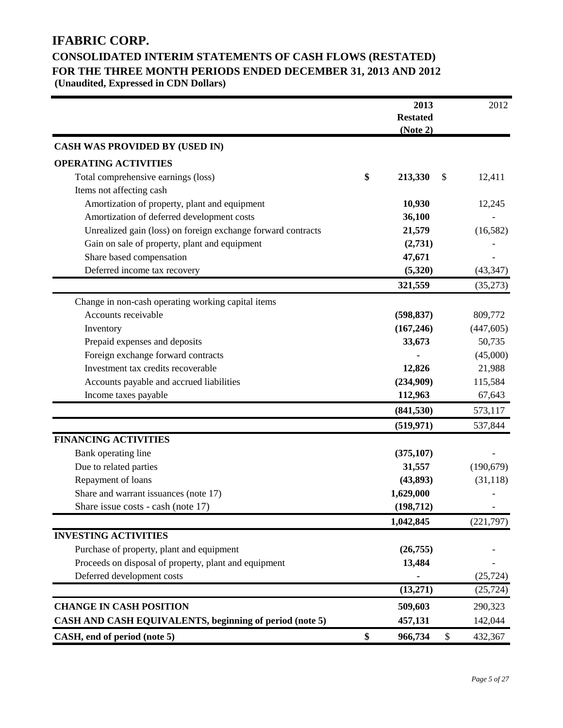# IFABRIC CORP.

## CONSOLIDATED INTERIM STATEMENTS OF CASH FLOWS (RESTATED)
## FOR THE THREE MONTH PERIODS ENDED DECEMBER 31, 2013 AND 2012

**(Unaudited, Expressed in CDN Dollars)**

| | **2013 Restated (Note 2)** | 2012 |
|---|---|---|
| **CASH WAS PROVIDED BY (USED IN)** | | |
| **OPERATING ACTIVITIES** | | |
| Total comprehensive earnings (loss) | **$ 213,330** | $ 12,411 |
| Items not affecting cash | | |
| Amortization of property, plant and equipment | **10,930** | 12,245 |
| Amortization of deferred development costs | **36,100** | - |
| Unrealized gain (loss) on foreign exchange forward contracts | **21,579** | (16,582) |
| Gain on sale of property, plant and equipment | **(2,731)** | - |
| Share based compensation | **47,671** | - |
| Deferred income tax recovery | **(5,320)** | (43,347) |
| | **321,559** | (35,273) |
| Change in non-cash operating working capital items | | |
| Accounts receivable | **(598,837)** | 809,772 |
| Inventory | **(167,246)** | (447,605) |
| Prepaid expenses and deposits | **33,673** | 50,735 |
| Foreign exchange forward contracts | **-** | (45,000) |
| Investment tax credits recoverable | **12,826** | 21,988 |
| Accounts payable and accrued liabilities | **(234,909)** | 115,584 |
| Income taxes payable | **112,963** | 67,643 |
| | **(841,530)** | 573,117 |
| | **(519,971)** | 537,844 |
| **FINANCING ACTIVITIES** | | |
| Bank operating line | **(375,107)** | - |
| Due to related parties | **31,557** | (190,679) |
| Repayment of loans | **(43,893)** | (31,118) |
| Share and warrant issuances (note 17) | **1,629,000** | - |
| Share issue costs - cash (note 17) | **(198,712)** | - |
| | **1,042,845** | (221,797) |
| **INVESTING ACTIVITIES** | | |
| Purchase of property, plant and equipment | **(26,755)** | - |
| Proceeds on disposal of property, plant and equipment | **13,484** | - |
| Deferred development costs | **-** | (25,724) |
| | **(13,271)** | (25,724) |
| **CHANGE IN CASH POSITION** | **509,603** | 290,323 |
| **CASH AND CASH EQUIVALENTS, beginning of period (note 5)** | **457,131** | 142,044 |
| **CASH, end of period (note 5)** | **$ 966,734** | $ 432,367 |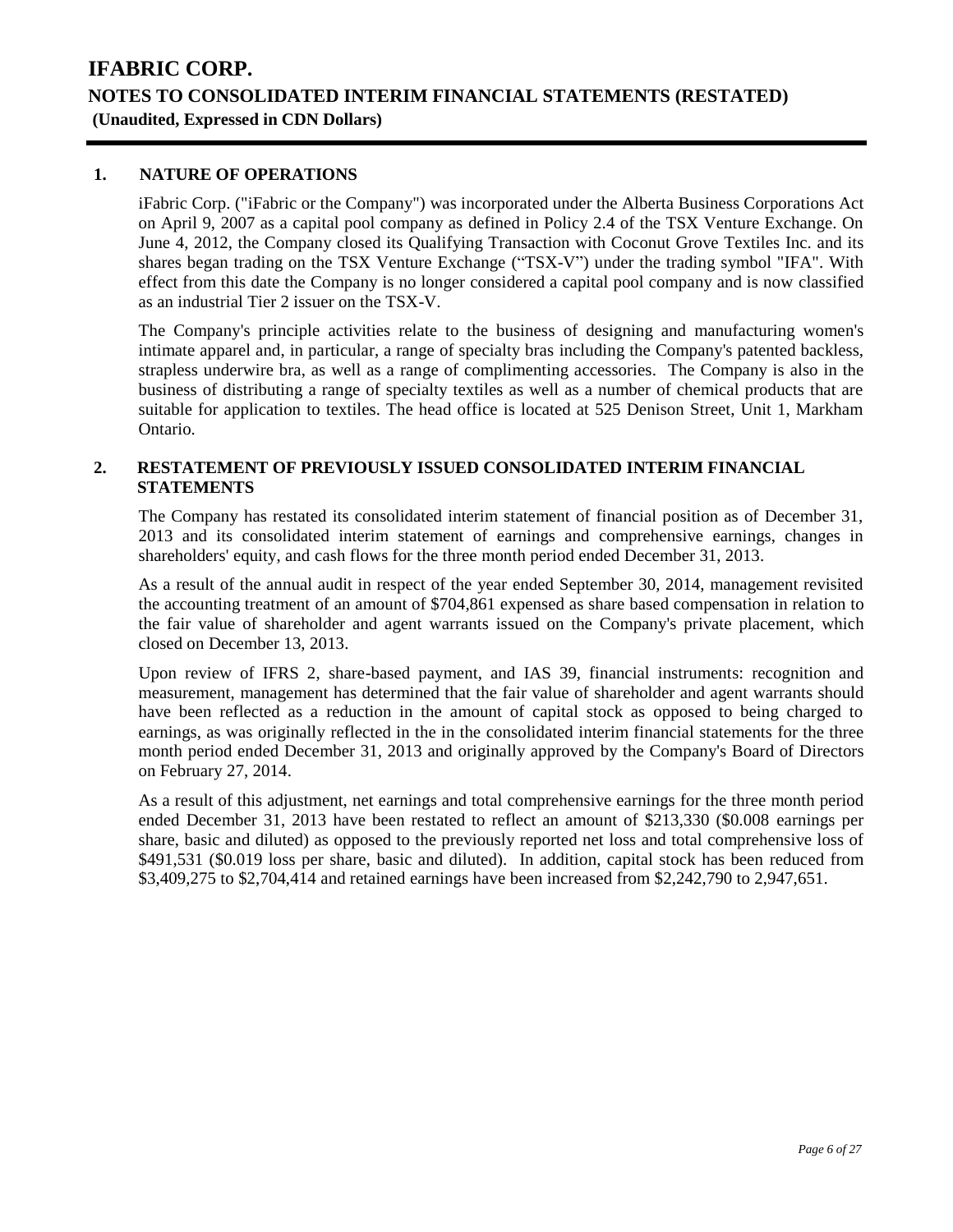# IFABRIC CORP.

## NOTES TO CONSOLIDATED INTERIM FINANCIAL STATEMENTS (RESTATED)

**(Unaudited, Expressed in CDN Dollars)**

### 1. NATURE OF OPERATIONS

iFabric Corp. ("iFabric or the Company") was incorporated under the Alberta Business Corporations Act on April 9, 2007 as a capital pool company as defined in Policy 2.4 of the TSX Venture Exchange. On June 4, 2012, the Company closed its Qualifying Transaction with Coconut Grove Textiles Inc. and its shares began trading on the TSX Venture Exchange ("TSX-V") under the trading symbol "IFA". With effect from this date the Company is no longer considered a capital pool company and is now classified as an industrial Tier 2 issuer on the TSX-V.

The Company's principle activities relate to the business of designing and manufacturing women's intimate apparel and, in particular, a range of specialty bras including the Company's patented backless, strapless underwire bra, as well as a range of complimenting accessories. The Company is also in the business of distributing a range of specialty textiles as well as a number of chemical products that are suitable for application to textiles. The head office is located at 525 Denison Street, Unit 1, Markham Ontario.

### 2. RESTATEMENT OF PREVIOUSLY ISSUED CONSOLIDATED INTERIM FINANCIAL STATEMENTS

The Company has restated its consolidated interim statement of financial position as of December 31, 2013 and its consolidated interim statement of earnings and comprehensive earnings, changes in shareholders' equity, and cash flows for the three month period ended December 31, 2013.

As a result of the annual audit in respect of the year ended September 30, 2014, management revisited the accounting treatment of an amount of $704,861 expensed as share based compensation in relation to the fair value of shareholder and agent warrants issued on the Company's private placement, which closed on December 13, 2013.

Upon review of IFRS 2, share-based payment, and IAS 39, financial instruments: recognition and measurement, management has determined that the fair value of shareholder and agent warrants should have been reflected as a reduction in the amount of capital stock as opposed to being charged to earnings, as was originally reflected in the in the consolidated interim financial statements for the three month period ended December 31, 2013 and originally approved by the Company's Board of Directors on February 27, 2014.

As a result of this adjustment, net earnings and total comprehensive earnings for the three month period ended December 31, 2013 have been restated to reflect an amount of $213,330 ($0.008 earnings per share, basic and diluted) as opposed to the previously reported net loss and total comprehensive loss of $491,531 ($0.019 loss per share, basic and diluted). In addition, capital stock has been reduced from $3,409,275 to $2,704,414 and retained earnings have been increased from $2,242,790 to 2,947,651.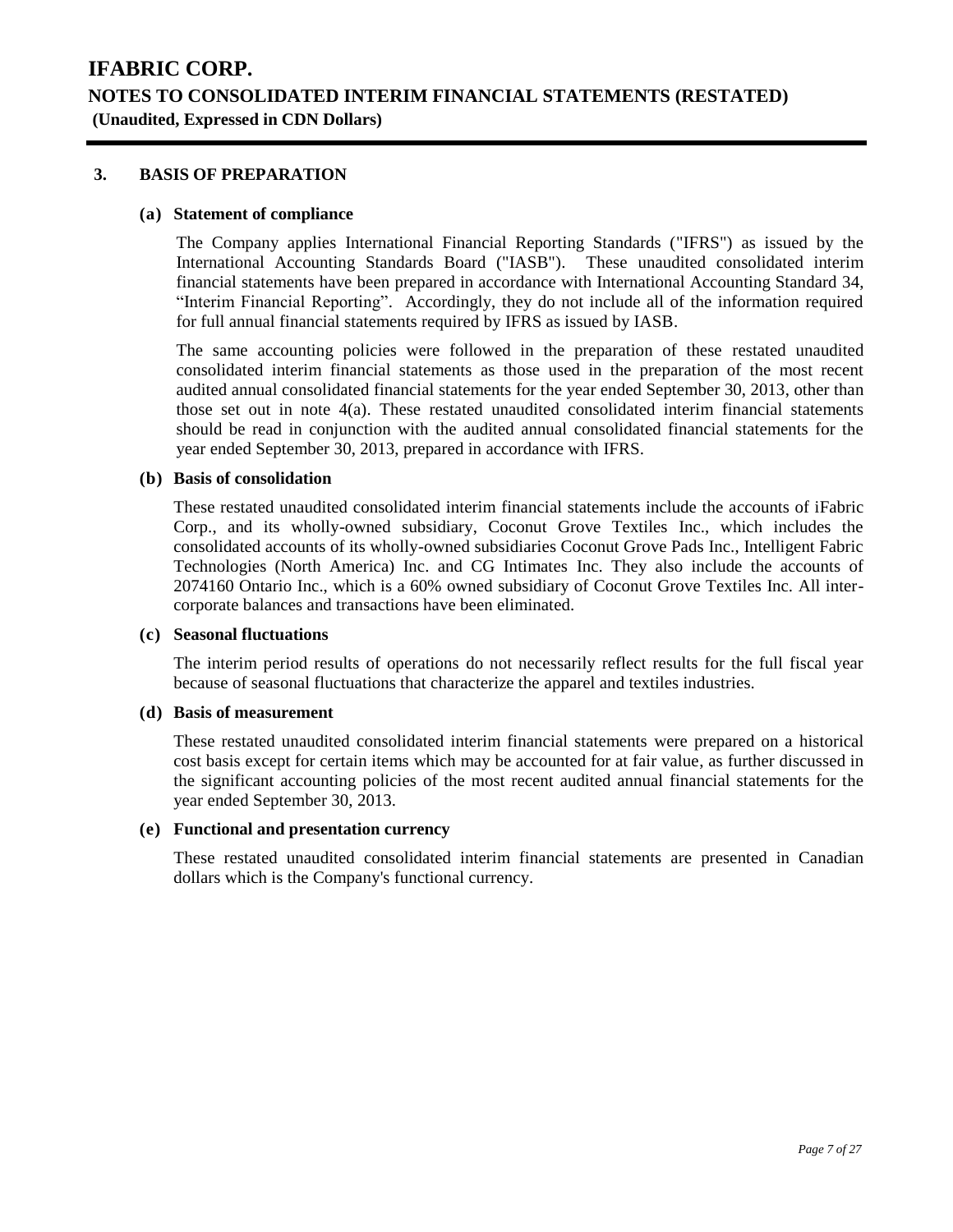## 3. BASIS OF PREPARATION

### (a) Statement of compliance

The Company applies International Financial Reporting Standards ("IFRS") as issued by the International Accounting Standards Board ("IASB"). These unaudited consolidated interim financial statements have been prepared in accordance with International Accounting Standard 34, "Interim Financial Reporting". Accordingly, they do not include all of the information required for full annual financial statements required by IFRS as issued by IASB.

The same accounting policies were followed in the preparation of these restated unaudited consolidated interim financial statements as those used in the preparation of the most recent audited annual consolidated financial statements for the year ended September 30, 2013, other than those set out in note 4(a). These restated unaudited consolidated interim financial statements should be read in conjunction with the audited annual consolidated financial statements for the year ended September 30, 2013, prepared in accordance with IFRS.

### (b) Basis of consolidation

These restated unaudited consolidated interim financial statements include the accounts of iFabric Corp., and its wholly-owned subsidiary, Coconut Grove Textiles Inc., which includes the consolidated accounts of its wholly-owned subsidiaries Coconut Grove Pads Inc., Intelligent Fabric Technologies (North America) Inc. and CG Intimates Inc. They also include the accounts of 2074160 Ontario Inc., which is a 60% owned subsidiary of Coconut Grove Textiles Inc. All inter-corporate balances and transactions have been eliminated.

### (c) Seasonal fluctuations

The interim period results of operations do not necessarily reflect results for the full fiscal year because of seasonal fluctuations that characterize the apparel and textiles industries.

### (d) Basis of measurement

These restated unaudited consolidated interim financial statements were prepared on a historical cost basis except for certain items which may be accounted for at fair value, as further discussed in the significant accounting policies of the most recent audited annual financial statements for the year ended September 30, 2013.

### (e) Functional and presentation currency

These restated unaudited consolidated interim financial statements are presented in Canadian dollars which is the Company's functional currency.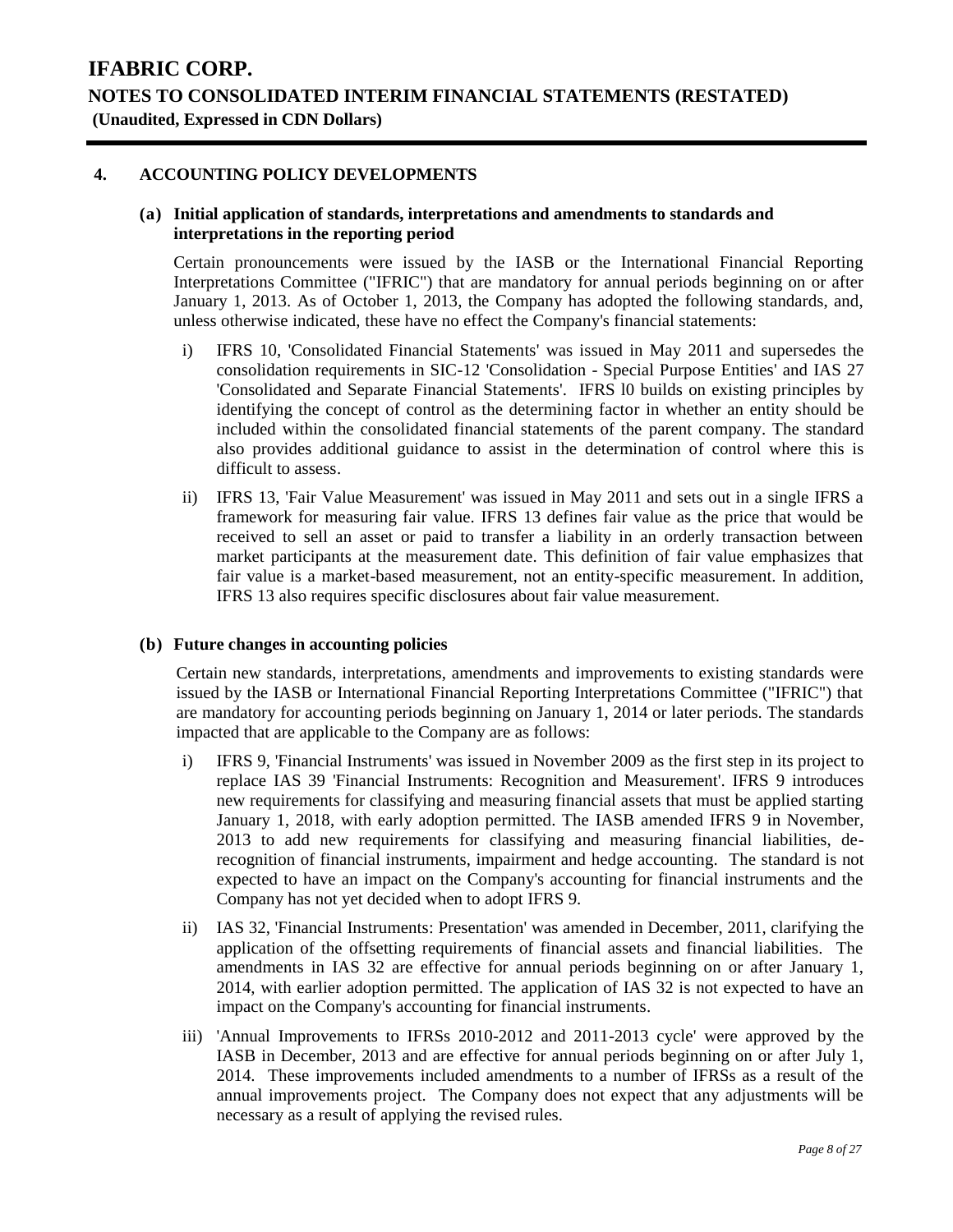# IFABRIC CORP.

## NOTES TO CONSOLIDATED INTERIM FINANCIAL STATEMENTS (RESTATED)

**(Unaudited, Expressed in CDN Dollars)**

### 4. ACCOUNTING POLICY DEVELOPMENTS

#### (a) Initial application of standards, interpretations and amendments to standards and interpretations in the reporting period

Certain pronouncements were issued by the IASB or the International Financial Reporting Interpretations Committee ("IFRIC") that are mandatory for annual periods beginning on or after January 1, 2013. As of October 1, 2013, the Company has adopted the following standards, and, unless otherwise indicated, these have no effect the Company's financial statements:

i) IFRS 10, 'Consolidated Financial Statements' was issued in May 2011 and supersedes the consolidation requirements in SIC-12 'Consolidation - Special Purpose Entities' and IAS 27 'Consolidated and Separate Financial Statements'. IFRS l0 builds on existing principles by identifying the concept of control as the determining factor in whether an entity should be included within the consolidated financial statements of the parent company. The standard also provides additional guidance to assist in the determination of control where this is difficult to assess.

ii) IFRS 13, 'Fair Value Measurement' was issued in May 2011 and sets out in a single IFRS a framework for measuring fair value. IFRS 13 defines fair value as the price that would be received to sell an asset or paid to transfer a liability in an orderly transaction between market participants at the measurement date. This definition of fair value emphasizes that fair value is a market-based measurement, not an entity-specific measurement. In addition, IFRS 13 also requires specific disclosures about fair value measurement.

#### (b) Future changes in accounting policies

Certain new standards, interpretations, amendments and improvements to existing standards were issued by the IASB or International Financial Reporting Interpretations Committee ("IFRIC") that are mandatory for accounting periods beginning on January 1, 2014 or later periods. The standards impacted that are applicable to the Company are as follows:

i) IFRS 9, 'Financial Instruments' was issued in November 2009 as the first step in its project to replace IAS 39 'Financial Instruments: Recognition and Measurement'. IFRS 9 introduces new requirements for classifying and measuring financial assets that must be applied starting January 1, 2018, with early adoption permitted. The IASB amended IFRS 9 in November, 2013 to add new requirements for classifying and measuring financial liabilities, de-recognition of financial instruments, impairment and hedge accounting. The standard is not expected to have an impact on the Company's accounting for financial instruments and the Company has not yet decided when to adopt IFRS 9.

ii) IAS 32, 'Financial Instruments: Presentation' was amended in December, 2011, clarifying the application of the offsetting requirements of financial assets and financial liabilities. The amendments in IAS 32 are effective for annual periods beginning on or after January 1, 2014, with earlier adoption permitted. The application of IAS 32 is not expected to have an impact on the Company's accounting for financial instruments.

iii) 'Annual Improvements to IFRSs 2010-2012 and 2011-2013 cycle' were approved by the IASB in December, 2013 and are effective for annual periods beginning on or after July 1, 2014. These improvements included amendments to a number of IFRSs as a result of the annual improvements project. The Company does not expect that any adjustments will be necessary as a result of applying the revised rules.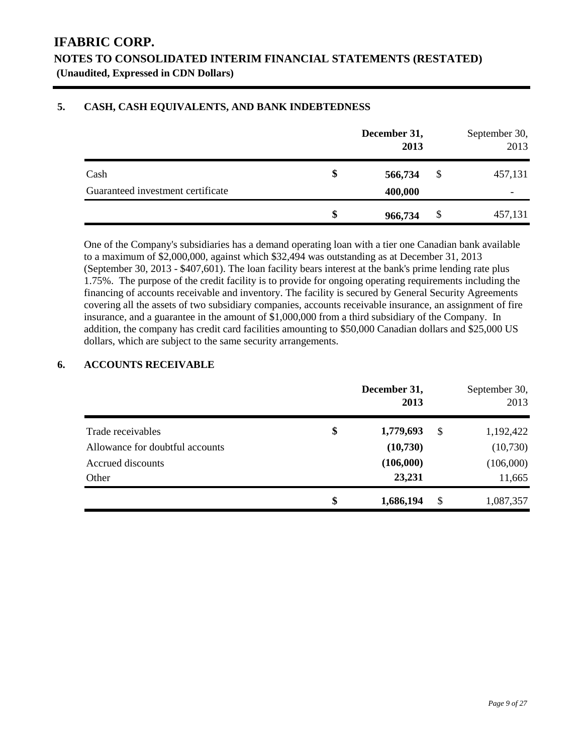# IFABRIC CORP.

## NOTES TO CONSOLIDATED INTERIM FINANCIAL STATEMENTS (RESTATED)

**(Unaudited, Expressed in CDN Dollars)**

### 5. CASH, CASH EQUIVALENTS, AND BANK INDEBTEDNESS

| | | **December 31, 2013** | | September 30, 2013 |
|---|---|---|---|---|
| Cash | **$** | **566,734** | $ | 457,131 |
| Guaranteed investment certificate | | **400,000** | | - |
| | **$** | **966,734** | $ | 457,131 |

One of the Company's subsidiaries has a demand operating loan with a tier one Canadian bank available to a maximum of $2,000,000, against which $32,494 was outstanding as at December 31, 2013 (September 30, 2013 - $407,601). The loan facility bears interest at the bank's prime lending rate plus 1.75%. The purpose of the credit facility is to provide for ongoing operating requirements including the financing of accounts receivable and inventory. The facility is secured by General Security Agreements covering all the assets of two subsidiary companies, accounts receivable insurance, an assignment of fire insurance, and a guarantee in the amount of $1,000,000 from a third subsidiary of the Company. In addition, the company has credit card facilities amounting to $50,000 Canadian dollars and $25,000 US dollars, which are subject to the same security arrangements.

### 6. ACCOUNTS RECEIVABLE

| | | **December 31, 2013** | | September 30, 2013 |
|---|---|---|---|---|
| Trade receivables | **$** | **1,779,693** | $ | 1,192,422 |
| Allowance for doubtful accounts | | **(10,730)** | | (10,730) |
| Accrued discounts | | **(106,000)** | | (106,000) |
| Other | | **23,231** | | 11,665 |
| | **$** | **1,686,194** | $ | 1,087,357 |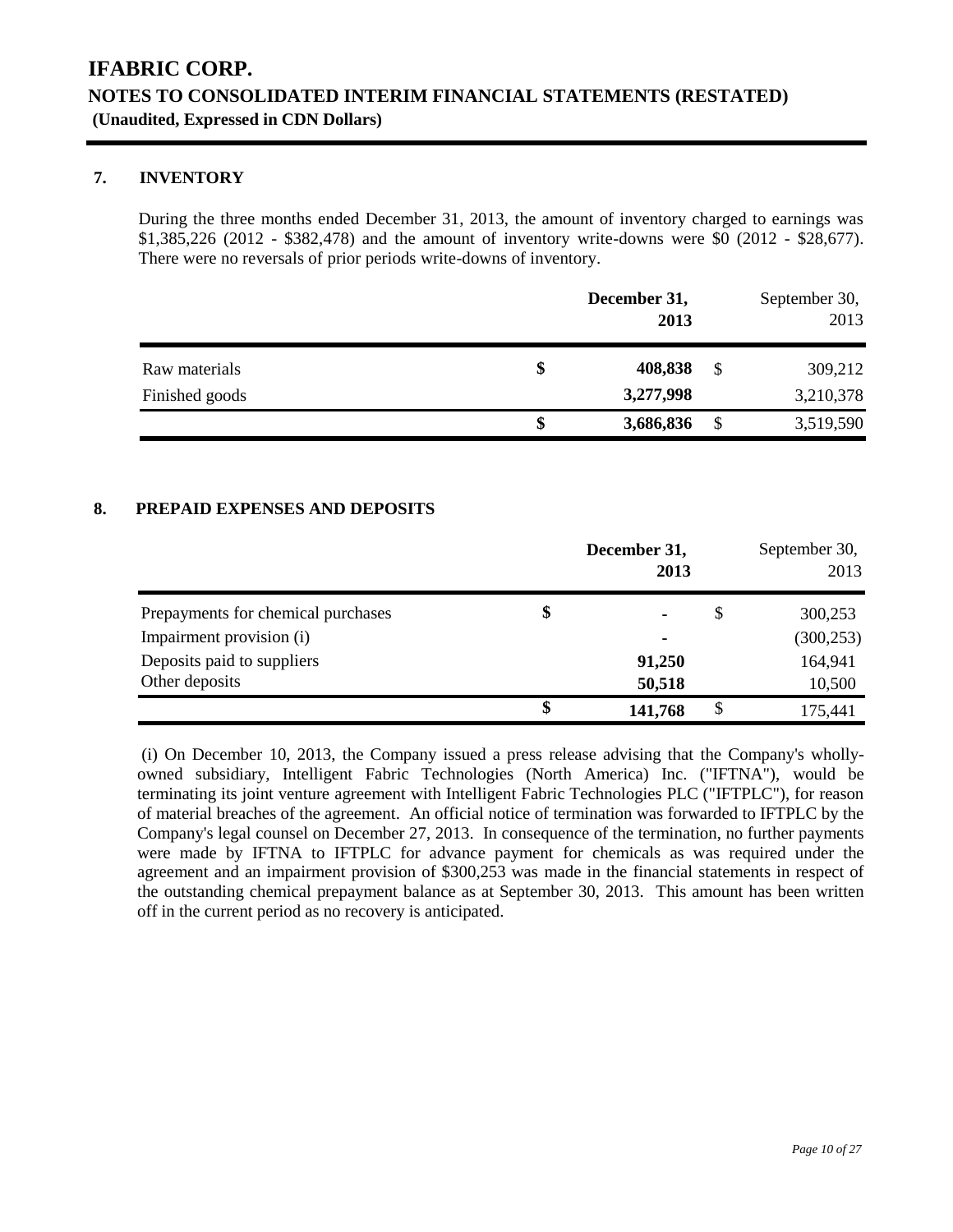# IFABRIC CORP.

## NOTES TO CONSOLIDATED INTERIM FINANCIAL STATEMENTS (RESTATED)

**(Unaudited, Expressed in CDN Dollars)**

### 7. INVENTORY

During the three months ended December 31, 2013, the amount of inventory charged to earnings was \$1,385,226 (2012 - \$382,478) and the amount of inventory write-downs were \$0 (2012 - \$28,677). There were no reversals of prior periods write-downs of inventory.

| | December 31, 2013 | September 30, 2013 |
|---|---|---|
| Raw materials | **\$ 408,838** | \$ 309,212 |
| Finished goods | **3,277,998** | 3,210,378 |
| | **\$ 3,686,836** | \$ 3,519,590 |

### 8. PREPAID EXPENSES AND DEPOSITS

| | December 31, 2013 | September 30, 2013 |
|---|---|---|
| Prepayments for chemical purchases | **\$ -** | \$ 300,253 |
| Impairment provision (i) | **-** | (300,253) |
| Deposits paid to suppliers | **91,250** | 164,941 |
| Other deposits | **50,518** | 10,500 |
| | **\$ 141,768** | \$ 175,441 |

(i) On December 10, 2013, the Company issued a press release advising that the Company's wholly-owned subsidiary, Intelligent Fabric Technologies (North America) Inc. ("IFTNA"), would be terminating its joint venture agreement with Intelligent Fabric Technologies PLC ("IFTPLC"), for reason of material breaches of the agreement. An official notice of termination was forwarded to IFTPLC by the Company's legal counsel on December 27, 2013. In consequence of the termination, no further payments were made by IFTNA to IFTPLC for advance payment for chemicals as was required under the agreement and an impairment provision of \$300,253 was made in the financial statements in respect of the outstanding chemical prepayment balance as at September 30, 2013. This amount has been written off in the current period as no recovery is anticipated.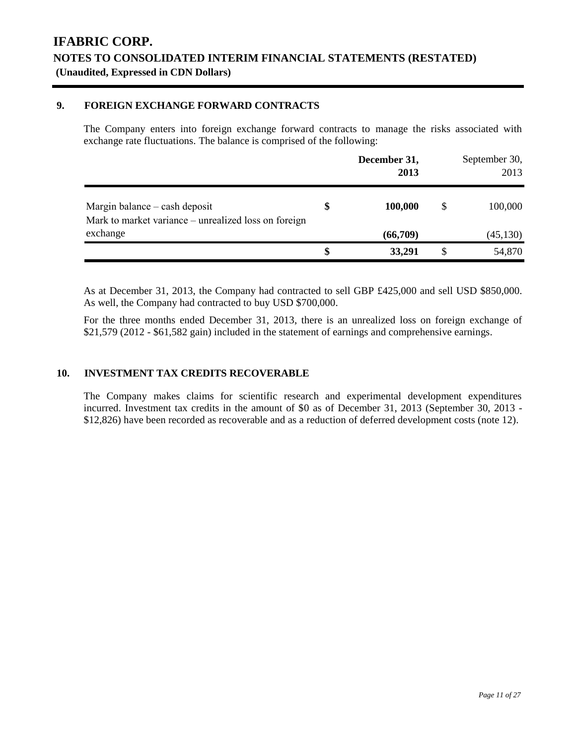# IFABRIC CORP.

## NOTES TO CONSOLIDATED INTERIM FINANCIAL STATEMENTS (RESTATED)

**(Unaudited, Expressed in CDN Dollars)**

### 9. FOREIGN EXCHANGE FORWARD CONTRACTS

The Company enters into foreign exchange forward contracts to manage the risks associated with exchange rate fluctuations. The balance is comprised of the following:

| | | **December 31, 2013** | | September 30, 2013 |
|---|---|---|---|---|
| Margin balance – cash deposit | **$** | **100,000** | $ | 100,000 |
| Mark to market variance – unrealized loss on foreign exchange | | **(66,709)** | | (45,130) |
| | **$** | **33,291** | $ | 54,870 |

As at December 31, 2013, the Company had contracted to sell GBP £425,000 and sell USD $850,000. As well, the Company had contracted to buy USD $700,000.

For the three months ended December 31, 2013, there is an unrealized loss on foreign exchange of $21,579 (2012 - $61,582 gain) included in the statement of earnings and comprehensive earnings.

### 10. INVESTMENT TAX CREDITS RECOVERABLE

The Company makes claims for scientific research and experimental development expenditures incurred. Investment tax credits in the amount of $0 as of December 31, 2013 (September 30, 2013 - $12,826) have been recorded as recoverable and as a reduction of deferred development costs (note 12).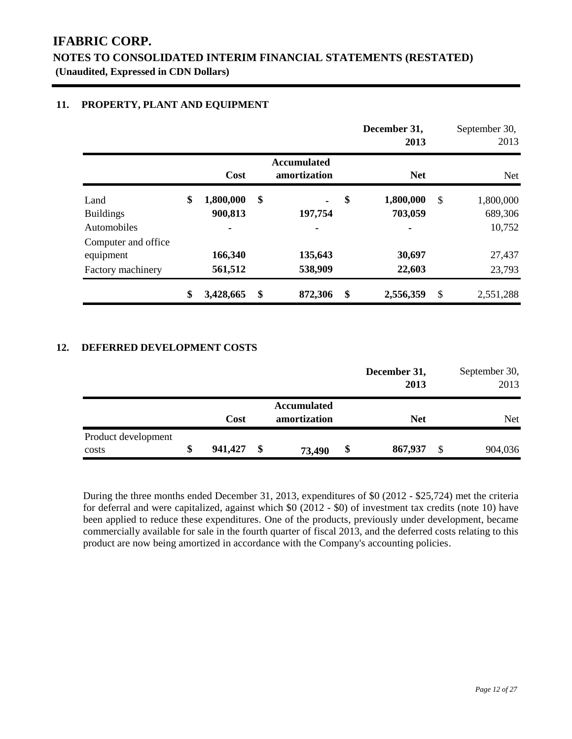# IFABRIC CORP.

## NOTES TO CONSOLIDATED INTERIM FINANCIAL STATEMENTS (RESTATED)

**(Unaudited, Expressed in CDN Dollars)**

### 11. PROPERTY, PLANT AND EQUIPMENT

| | | | December 31, 2013 | September 30, 2013 |
|---|---|---|---|---|
| | **Cost** | **Accumulated amortization** | **Net** | Net |
| Land | **$ 1,800,000** | **$ -** | **$ 1,800,000** | $ 1,800,000 |
| Buildings | **900,813** | **197,754** | **703,059** | 689,306 |
| Automobiles | **-** | **-** | **-** | 10,752 |
| Computer and office equipment | **166,340** | **135,643** | **30,697** | 27,437 |
| Factory machinery | **561,512** | **538,909** | **22,603** | 23,793 |
| | **$ 3,428,665** | **$ 872,306** | **$ 2,556,359** | $ 2,551,288 |

### 12. DEFERRED DEVELOPMENT COSTS

| | | | December 31, 2013 | September 30, 2013 |
|---|---|---|---|---|
| | **Cost** | **Accumulated amortization** | **Net** | Net |
| Product development costs | **$ 941,427** | **$ 73,490** | **$ 867,937** | $ 904,036 |

During the three months ended December 31, 2013, expenditures of $0 (2012 - $25,724) met the criteria for deferral and were capitalized, against which $0 (2012 - $0) of investment tax credits (note 10) have been applied to reduce these expenditures. One of the products, previously under development, became commercially available for sale in the fourth quarter of fiscal 2013, and the deferred costs relating to this product are now being amortized in accordance with the Company's accounting policies.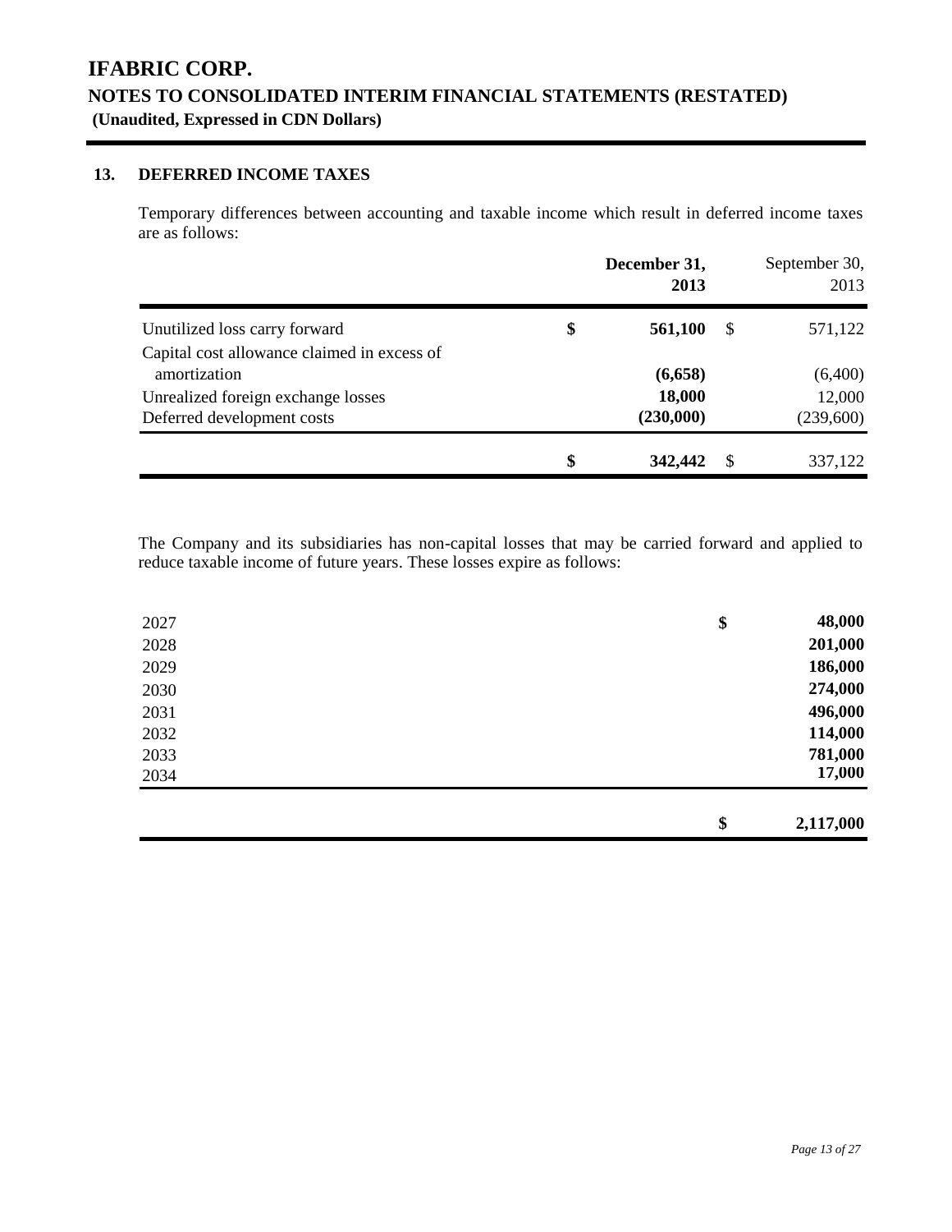# IFABRIC CORP.

## NOTES TO CONSOLIDATED INTERIM FINANCIAL STATEMENTS (RESTATED)

**(Unaudited, Expressed in CDN Dollars)**

### 13. DEFERRED INCOME TAXES

Temporary differences between accounting and taxable income which result in deferred income taxes are as follows:

| | **December 31, 2013** | September 30, 2013 |
|---|---|---|
| Unutilized loss carry forward | **$ 561,100** | $ 571,122 |
| Capital cost allowance claimed in excess of amortization | **(6,658)** | (6,400) |
| Unrealized foreign exchange losses | **18,000** | 12,000 |
| Deferred development costs | **(230,000)** | (239,600) |
| | **$ 342,442** | $ 337,122 |

The Company and its subsidiaries has non-capital losses that may be carried forward and applied to reduce taxable income of future years. These losses expire as follows:

| | |
|---|---|
| 2027 | **$ 48,000** |
| 2028 | **201,000** |
| 2029 | **186,000** |
| 2030 | **274,000** |
| 2031 | **496,000** |
| 2032 | **114,000** |
| 2033 | **781,000** |
| 2034 | **17,000** |
| | **$ 2,117,000** |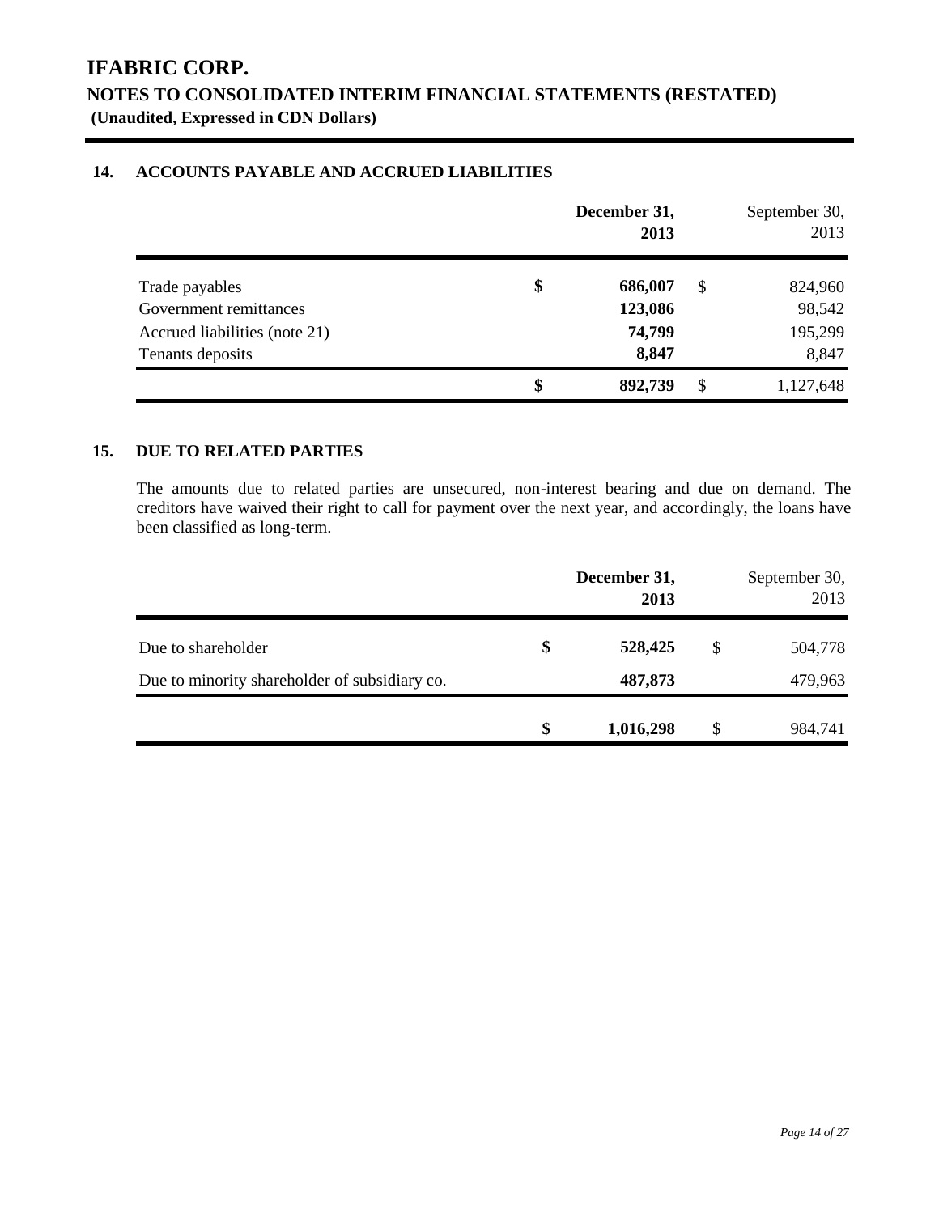# IFABRIC CORP.

## NOTES TO CONSOLIDATED INTERIM FINANCIAL STATEMENTS (RESTATED)

**(Unaudited, Expressed in CDN Dollars)**

### 14. ACCOUNTS PAYABLE AND ACCRUED LIABILITIES

| | | **December 31, 2013** | | September 30, 2013 |
|---|---|---|---|---|
| Trade payables | **$** | **686,007** | $ | 824,960 |
| Government remittances | | **123,086** | | 98,542 |
| Accrued liabilities (note 21) | | **74,799** | | 195,299 |
| Tenants deposits | | **8,847** | | 8,847 |
| | **$** | **892,739** | $ | 1,127,648 |

### 15. DUE TO RELATED PARTIES

The amounts due to related parties are unsecured, non-interest bearing and due on demand. The creditors have waived their right to call for payment over the next year, and accordingly, the loans have been classified as long-term.

| | | **December 31, 2013** | | September 30, 2013 |
|---|---|---|---|---|
| Due to shareholder | **$** | **528,425** | $ | 504,778 |
| Due to minority shareholder of subsidiary co. | | **487,873** | | 479,963 |
| | **$** | **1,016,298** | $ | 984,741 |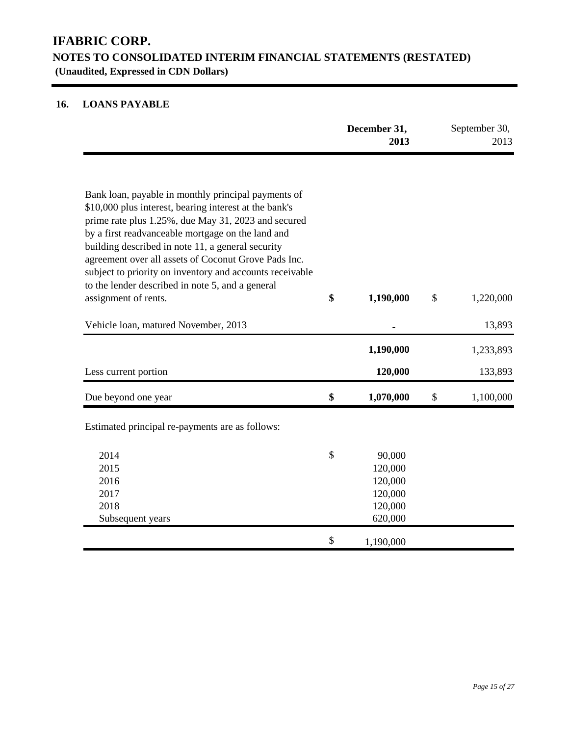# IFABRIC CORP.
## NOTES TO CONSOLIDATED INTERIM FINANCIAL STATEMENTS (RESTATED)
**(Unaudited, Expressed in CDN Dollars)**

### 16. LOANS PAYABLE

| | **December 31, 2013** | September 30, 2013 |
|---|---|---|
| Bank loan, payable in monthly principal payments of $10,000 plus interest, bearing interest at the bank's prime rate plus 1.25%, due May 31, 2023 and secured by a first readvanceable mortgage on the land and building described in note 11, a general security agreement over all assets of Coconut Grove Pads Inc. subject to priority on inventory and accounts receivable to the lender described in note 5, and a general assignment of rents. | **$ 1,190,000** | $ 1,220,000 |
| Vehicle loan, matured November, 2013 | **-** | 13,893 |
| | **1,190,000** | 1,233,893 |
| Less current portion | **120,000** | 133,893 |
| Due beyond one year | **$ 1,070,000** | $ 1,100,000 |

Estimated principal re-payments are as follows:

| | |
|---|---|
| 2014 | $ 90,000 |
| 2015 | 120,000 |
| 2016 | 120,000 |
| 2017 | 120,000 |
| 2018 | 120,000 |
| Subsequent years | 620,000 |
| | $ 1,190,000 |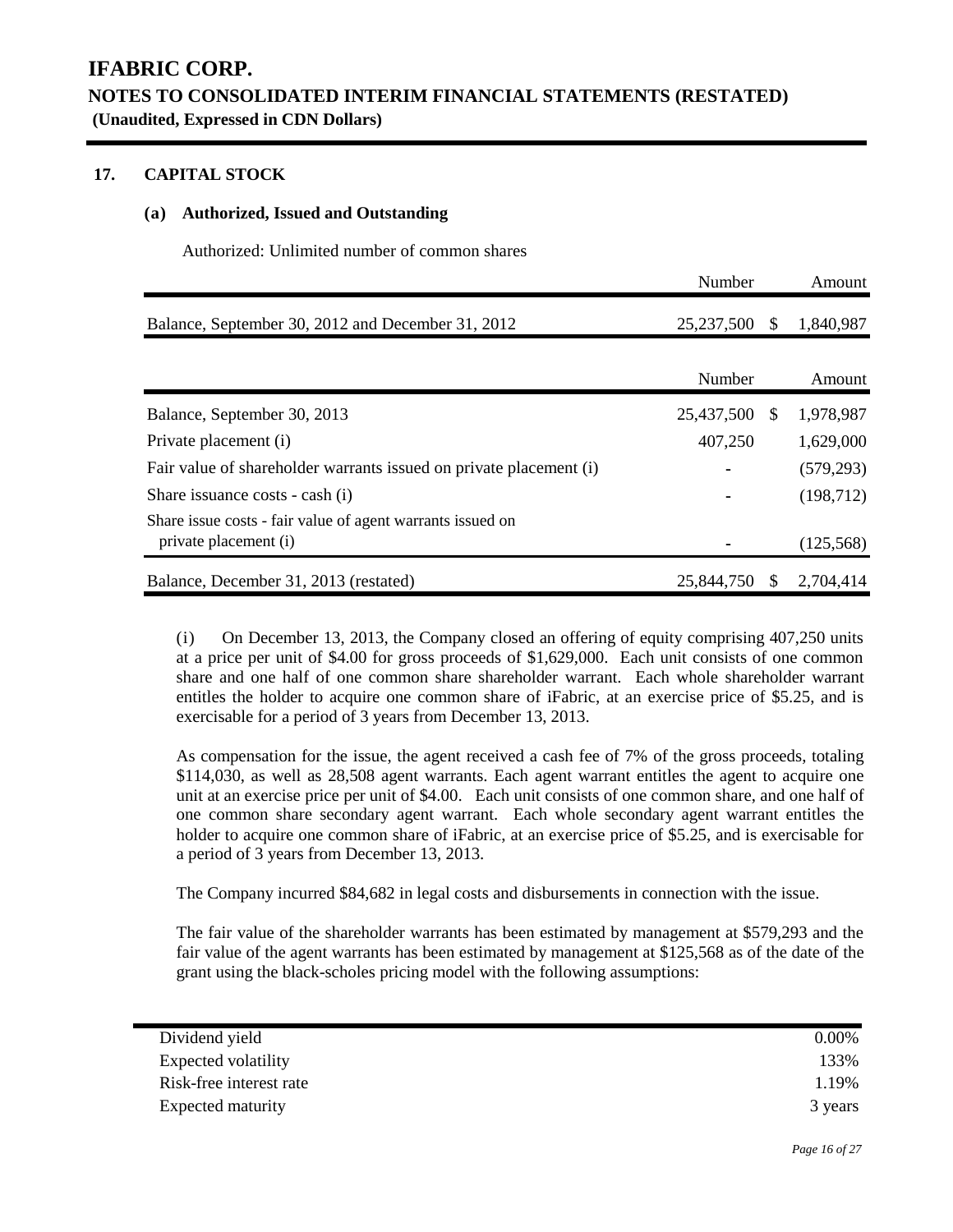## IFABRIC CORP.

### NOTES TO CONSOLIDATED INTERIM FINANCIAL STATEMENTS (RESTATED)

**(Unaudited, Expressed in CDN Dollars)**

### 17. CAPITAL STOCK

#### (a) Authorized, Issued and Outstanding

Authorized: Unlimited number of common shares

| | Number | Amount |
|---|---|---|
| Balance, September 30, 2012 and December 31, 2012 | 25,237,500 | $ 1,840,987 |

| | Number | Amount |
|---|---|---|
| Balance, September 30, 2013 | 25,437,500 | $ 1,978,987 |
| Private placement (i) | 407,250 | 1,629,000 |
| Fair value of shareholder warrants issued on private placement (i) | - | (579,293) |
| Share issuance costs - cash (i) | - | (198,712) |
| Share issue costs - fair value of agent warrants issued on private placement (i) | - | (125,568) |
| Balance, December 31, 2013 (restated) | 25,844,750 | $ 2,704,414 |

(i) On December 13, 2013, the Company closed an offering of equity comprising 407,250 units at a price per unit of $4.00 for gross proceeds of $1,629,000. Each unit consists of one common share and one half of one common share shareholder warrant. Each whole shareholder warrant entitles the holder to acquire one common share of iFabric, at an exercise price of $5.25, and is exercisable for a period of 3 years from December 13, 2013.

As compensation for the issue, the agent received a cash fee of 7% of the gross proceeds, totaling $114,030, as well as 28,508 agent warrants. Each agent warrant entitles the agent to acquire one unit at an exercise price per unit of $4.00. Each unit consists of one common share, and one half of one common share secondary agent warrant. Each whole secondary agent warrant entitles the holder to acquire one common share of iFabric, at an exercise price of $5.25, and is exercisable for a period of 3 years from December 13, 2013.

The Company incurred $84,682 in legal costs and disbursements in connection with the issue.

The fair value of the shareholder warrants has been estimated by management at $579,293 and the fair value of the agent warrants has been estimated by management at $125,568 as of the date of the grant using the black-scholes pricing model with the following assumptions:

| | |
|---|---|
| Dividend yield | 0.00% |
| Expected volatility | 133% |
| Risk-free interest rate | 1.19% |
| Expected maturity | 3 years |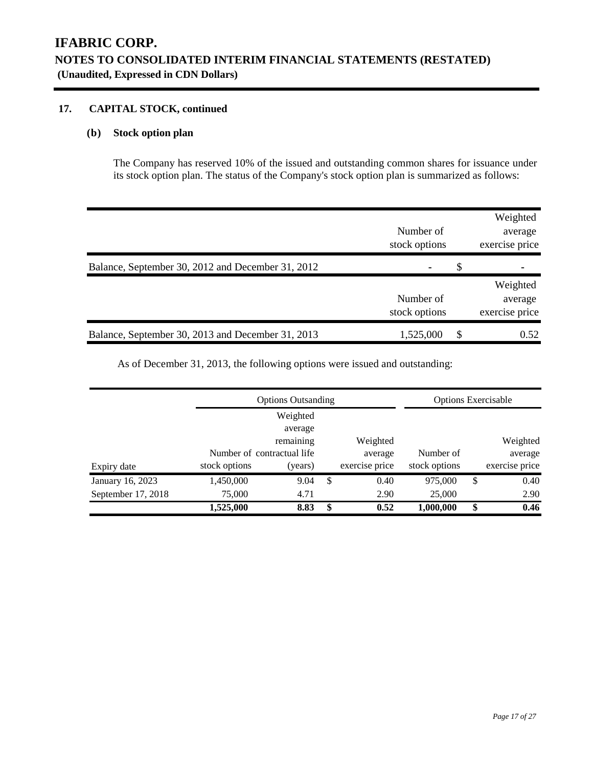# IFABRIC CORP.

## NOTES TO CONSOLIDATED INTERIM FINANCIAL STATEMENTS (RESTATED)

**(Unaudited, Expressed in CDN Dollars)**

### 17. CAPITAL STOCK, continued

#### (b) Stock option plan

The Company has reserved 10% of the issued and outstanding common shares for issuance under its stock option plan. The status of the Company's stock option plan is summarized as follows:

| | Number of stock options | Weighted average exercise price |
|---|---|---|
| Balance, September 30, 2012 and December 31, 2012 | - | $ - |

| | Number of stock options | Weighted average exercise price |
|---|---|---|
| Balance, September 30, 2013 and December 31, 2013 | 1,525,000 | $ 0.52 |

As of December 31, 2013, the following options were issued and outstanding:

| | Options Outsanding | | | Options Exercisable | |
|---|---|---|---|---|---|
| Expiry date | Number of stock options | Weighted average remaining contractual life (years) | Weighted average exercise price | Number of stock options | Weighted average exercise price |
| January 16, 2023 | 1,450,000 | 9.04 | $ 0.40 | 975,000 | $ 0.40 |
| September 17, 2018 | 75,000 | 4.71 | 2.90 | 25,000 | 2.90 |
| | **1,525,000** | **8.83** | **$ 0.52** | **1,000,000** | **$ 0.46** |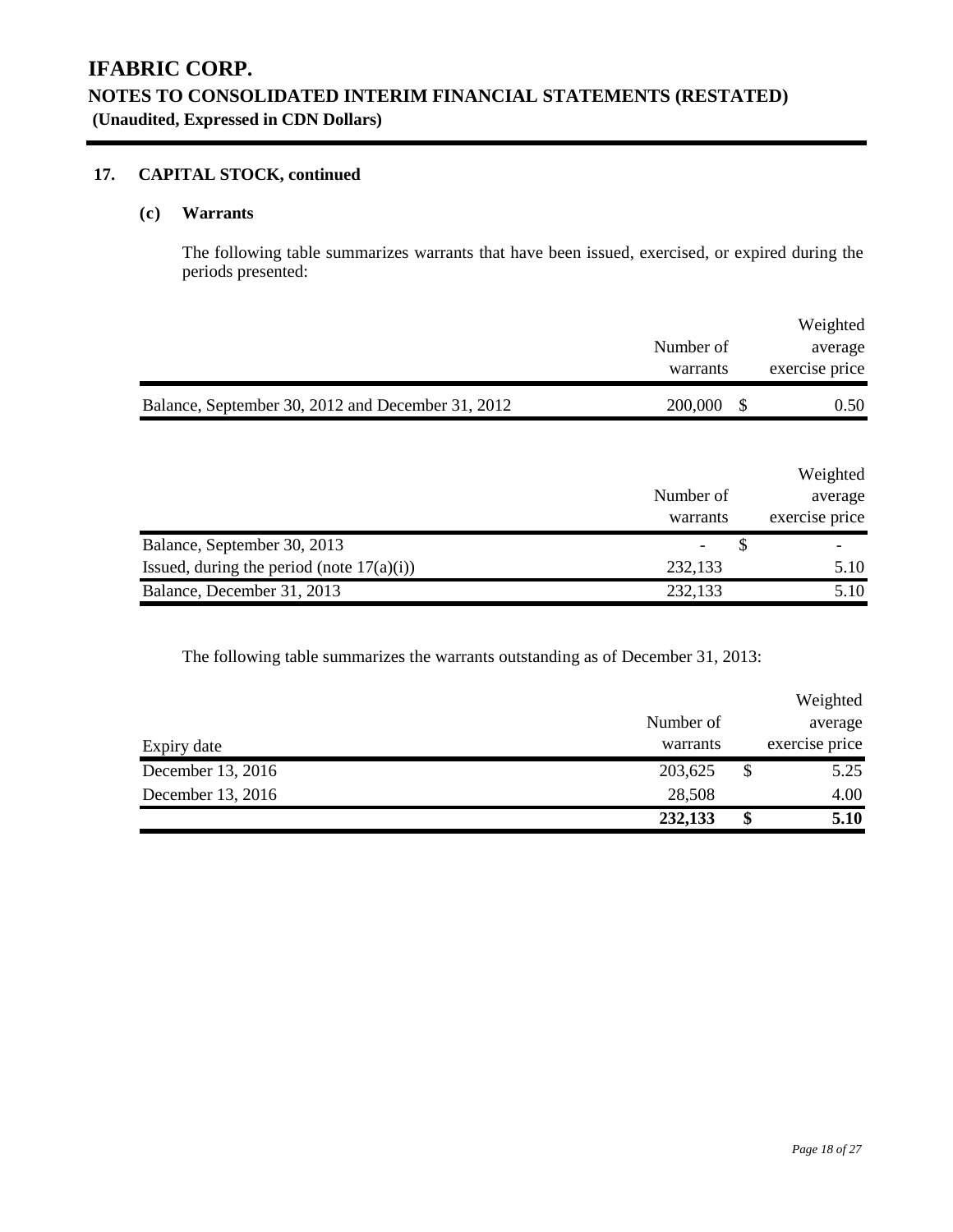# IFABRIC CORP.

## NOTES TO CONSOLIDATED INTERIM FINANCIAL STATEMENTS (RESTATED)

**(Unaudited, Expressed in CDN Dollars)**

### 17. CAPITAL STOCK, continued

#### (c) Warrants

The following table summarizes warrants that have been issued, exercised, or expired during the periods presented:

| | Number of warrants | Weighted average exercise price |
|---|---|---|
| Balance, September 30, 2012 and December 31, 2012 | 200,000 | $ 0.50 |

| | Number of warrants | Weighted average exercise price |
|---|---|---|
| Balance, September 30, 2013 | - | $ - |
| Issued, during the period (note 17(a)(i)) | 232,133 | 5.10 |
| Balance, December 31, 2013 | 232,133 | 5.10 |

The following table summarizes the warrants outstanding as of December 31, 2013:

| Expiry date | Number of warrants | Weighted average exercise price |
|---|---|---|
| December 13, 2016 | 203,625 | $ 5.25 |
| December 13, 2016 | 28,508 | 4.00 |
| | **232,133** | **$ 5.10** |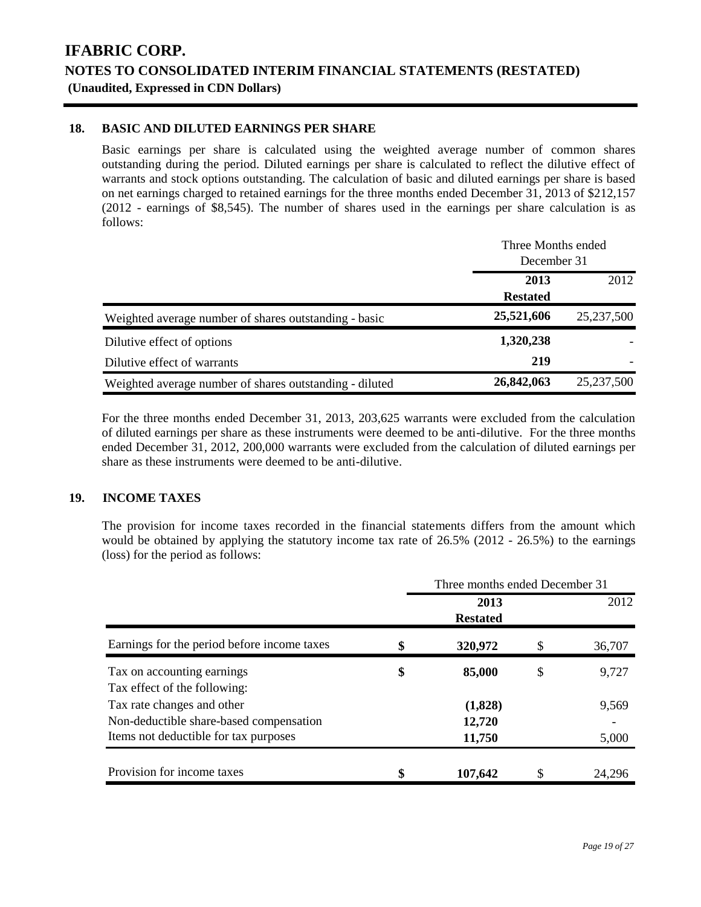# IFABRIC CORP.

## NOTES TO CONSOLIDATED INTERIM FINANCIAL STATEMENTS (RESTATED)

**(Unaudited, Expressed in CDN Dollars)**

### 18. BASIC AND DILUTED EARNINGS PER SHARE

Basic earnings per share is calculated using the weighted average number of common shares outstanding during the period. Diluted earnings per share is calculated to reflect the dilutive effect of warrants and stock options outstanding. The calculation of basic and diluted earnings per share is based on net earnings charged to retained earnings for the three months ended December 31, 2013 of $212,157 (2012 - earnings of $8,545). The number of shares used in the earnings per share calculation is as follows:

| | Three Months ended December 31 | |
|---|---|---|
| | **2013 Restated** | 2012 |
| Weighted average number of shares outstanding - basic | **25,521,606** | 25,237,500 |
| Dilutive effect of options | **1,320,238** | - |
| Dilutive effect of warrants | **219** | - |
| Weighted average number of shares outstanding - diluted | **26,842,063** | 25,237,500 |

For the three months ended December 31, 2013, 203,625 warrants were excluded from the calculation of diluted earnings per share as these instruments were deemed to be anti-dilutive. For the three months ended December 31, 2012, 200,000 warrants were excluded from the calculation of diluted earnings per share as these instruments were deemed to be anti-dilutive.

### 19. INCOME TAXES

The provision for income taxes recorded in the financial statements differs from the amount which would be obtained by applying the statutory income tax rate of 26.5% (2012 - 26.5%) to the earnings (loss) for the period as follows:

| | Three months ended December 31 | |
|---|---|---|
| | **2013 Restated** | 2012 |
| Earnings for the period before income taxes | **$ 320,972** | $ 36,707 |
| Tax on accounting earnings | **$ 85,000** | $ 9,727 |
| Tax effect of the following: | | |
| Tax rate changes and other | **(1,828)** | 9,569 |
| Non-deductible share-based compensation | **12,720** | - |
| Items not deductible for tax purposes | **11,750** | 5,000 |
| Provision for income taxes | **$ 107,642** | $ 24,296 |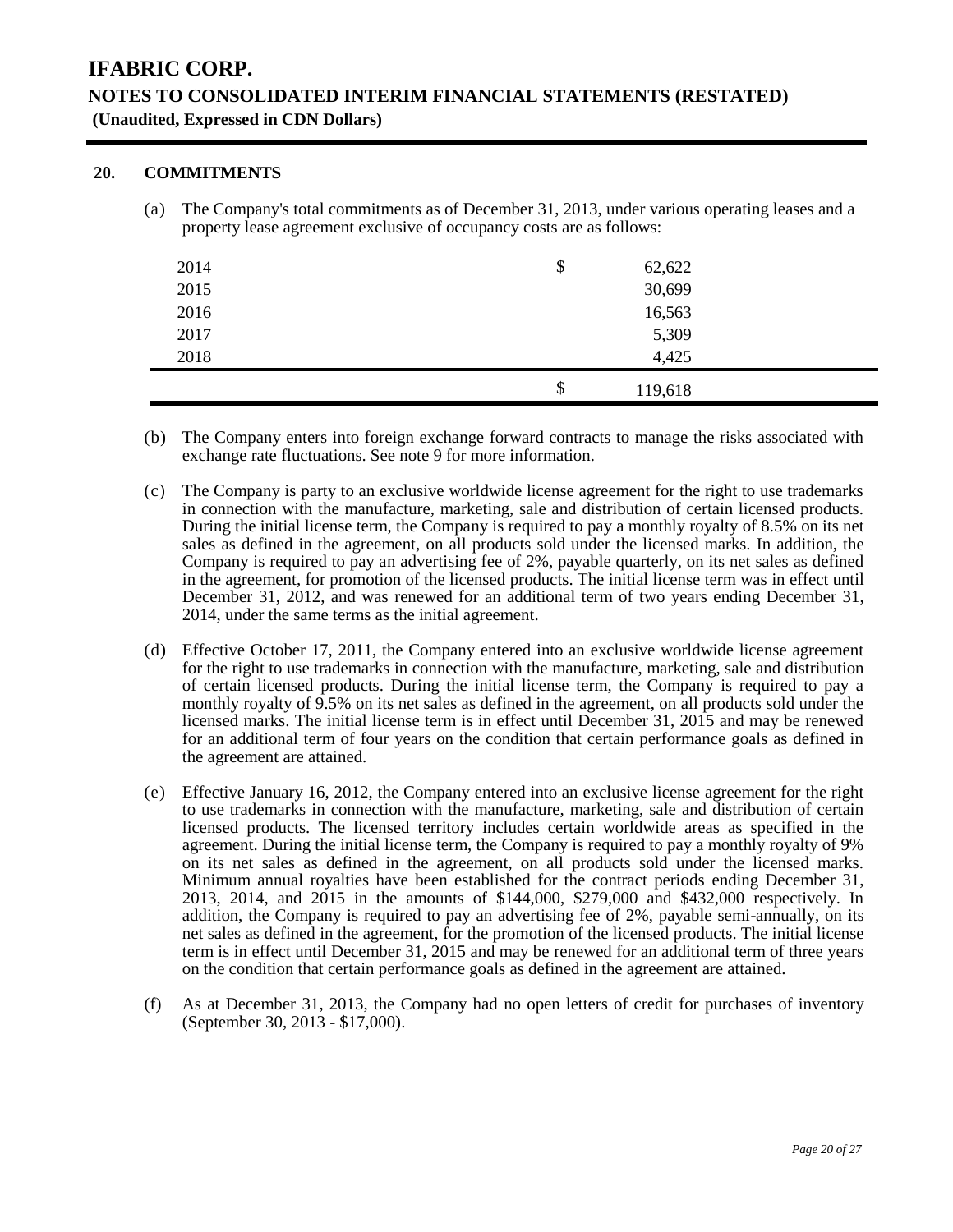## 20. COMMITMENTS

(a) The Company's total commitments as of December 31, 2013, under various operating leases and a property lease agreement exclusive of occupancy costs are as follows:

| | | |
|---|---|---|
| 2014 | $ | 62,622 |
| 2015 | | 30,699 |
| 2016 | | 16,563 |
| 2017 | | 5,309 |
| 2018 | | 4,425 |
| | $ | 119,618 |

(b) The Company enters into foreign exchange forward contracts to manage the risks associated with exchange rate fluctuations. See note 9 for more information.

(c) The Company is party to an exclusive worldwide license agreement for the right to use trademarks in connection with the manufacture, marketing, sale and distribution of certain licensed products. During the initial license term, the Company is required to pay a monthly royalty of 8.5% on its net sales as defined in the agreement, on all products sold under the licensed marks. In addition, the Company is required to pay an advertising fee of 2%, payable quarterly, on its net sales as defined in the agreement, for promotion of the licensed products. The initial license term was in effect until December 31, 2012, and was renewed for an additional term of two years ending December 31, 2014, under the same terms as the initial agreement.

(d) Effective October 17, 2011, the Company entered into an exclusive worldwide license agreement for the right to use trademarks in connection with the manufacture, marketing, sale and distribution of certain licensed products. During the initial license term, the Company is required to pay a monthly royalty of 9.5% on its net sales as defined in the agreement, on all products sold under the licensed marks. The initial license term is in effect until December 31, 2015 and may be renewed for an additional term of four years on the condition that certain performance goals as defined in the agreement are attained.

(e) Effective January 16, 2012, the Company entered into an exclusive license agreement for the right to use trademarks in connection with the manufacture, marketing, sale and distribution of certain licensed products. The licensed territory includes certain worldwide areas as specified in the agreement. During the initial license term, the Company is required to pay a monthly royalty of 9% on its net sales as defined in the agreement, on all products sold under the licensed marks. Minimum annual royalties have been established for the contract periods ending December 31, 2013, 2014, and 2015 in the amounts of $144,000, $279,000 and $432,000 respectively. In addition, the Company is required to pay an advertising fee of 2%, payable semi-annually, on its net sales as defined in the agreement, for the promotion of the licensed products. The initial license term is in effect until December 31, 2015 and may be renewed for an additional term of three years on the condition that certain performance goals as defined in the agreement are attained.

(f) As at December 31, 2013, the Company had no open letters of credit for purchases of inventory (September 30, 2013 - $17,000).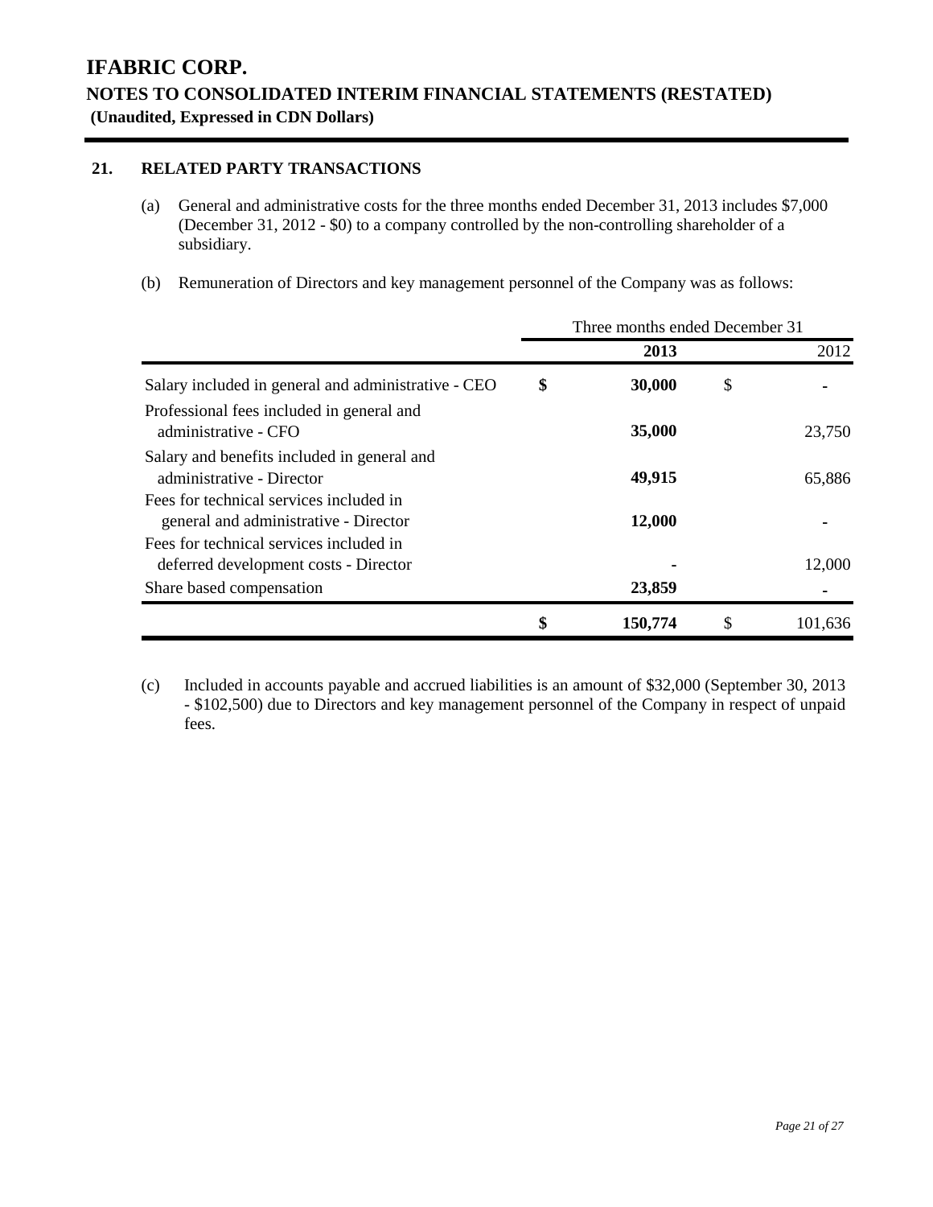# IFABRIC CORP.

## NOTES TO CONSOLIDATED INTERIM FINANCIAL STATEMENTS (RESTATED)

**(Unaudited, Expressed in CDN Dollars)**

### 21. RELATED PARTY TRANSACTIONS

(a) General and administrative costs for the three months ended December 31, 2013 includes $7,000 (December 31, 2012 - $0) to a company controlled by the non-controlling shareholder of a subsidiary.

(b) Remuneration of Directors and key management personnel of the Company was as follows:

| | Three months ended December 31 | |
|---|---|---|
| | **2013** | 2012 |
| Salary included in general and administrative - CEO | **$ 30,000** | $ - |
| Professional fees included in general and administrative - CFO | **35,000** | 23,750 |
| Salary and benefits included in general and administrative - Director | **49,915** | 65,886 |
| Fees for technical services included in general and administrative - Director | **12,000** | - |
| Fees for technical services included in deferred development costs - Director | **-** | 12,000 |
| Share based compensation | **23,859** | - |
| | **$ 150,774** | $ 101,636 |

(c) Included in accounts payable and accrued liabilities is an amount of $32,000 (September 30, 2013 - $102,500) due to Directors and key management personnel of the Company in respect of unpaid fees.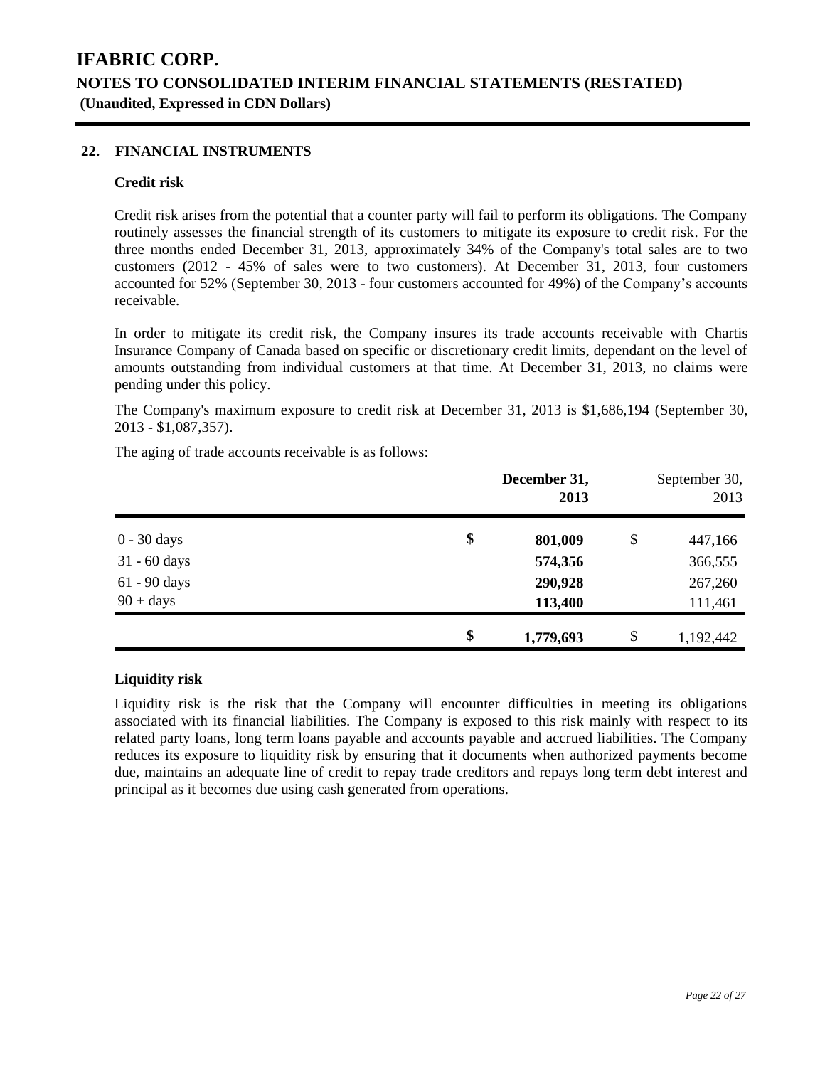# IFABRIC CORP.

## NOTES TO CONSOLIDATED INTERIM FINANCIAL STATEMENTS (RESTATED)

**(Unaudited, Expressed in CDN Dollars)**

### 22. FINANCIAL INSTRUMENTS

**Credit risk**

Credit risk arises from the potential that a counter party will fail to perform its obligations. The Company routinely assesses the financial strength of its customers to mitigate its exposure to credit risk. For the three months ended December 31, 2013, approximately 34% of the Company's total sales are to two customers (2012 - 45% of sales were to two customers). At December 31, 2013, four customers accounted for 52% (September 30, 2013 - four customers accounted for 49%) of the Company's accounts receivable.

In order to mitigate its credit risk, the Company insures its trade accounts receivable with Chartis Insurance Company of Canada based on specific or discretionary credit limits, dependant on the level of amounts outstanding from individual customers at that time. At December 31, 2013, no claims were pending under this policy.

The Company's maximum exposure to credit risk at December 31, 2013 is $1,686,194 (September 30, 2013 - $1,087,357).

The aging of trade accounts receivable is as follows:

| | **December 31, 2013** | September 30, 2013 |
|---|---|---|
| 0 - 30 days | **$ 801,009** | $ 447,166 |
| 31 - 60 days | **574,356** | 366,555 |
| 61 - 90 days | **290,928** | 267,260 |
| 90 + days | **113,400** | 111,461 |
| | **$ 1,779,693** | $ 1,192,442 |

**Liquidity risk**

Liquidity risk is the risk that the Company will encounter difficulties in meeting its obligations associated with its financial liabilities. The Company is exposed to this risk mainly with respect to its related party loans, long term loans payable and accounts payable and accrued liabilities. The Company reduces its exposure to liquidity risk by ensuring that it documents when authorized payments become due, maintains an adequate line of credit to repay trade creditors and repays long term debt interest and principal as it becomes due using cash generated from operations.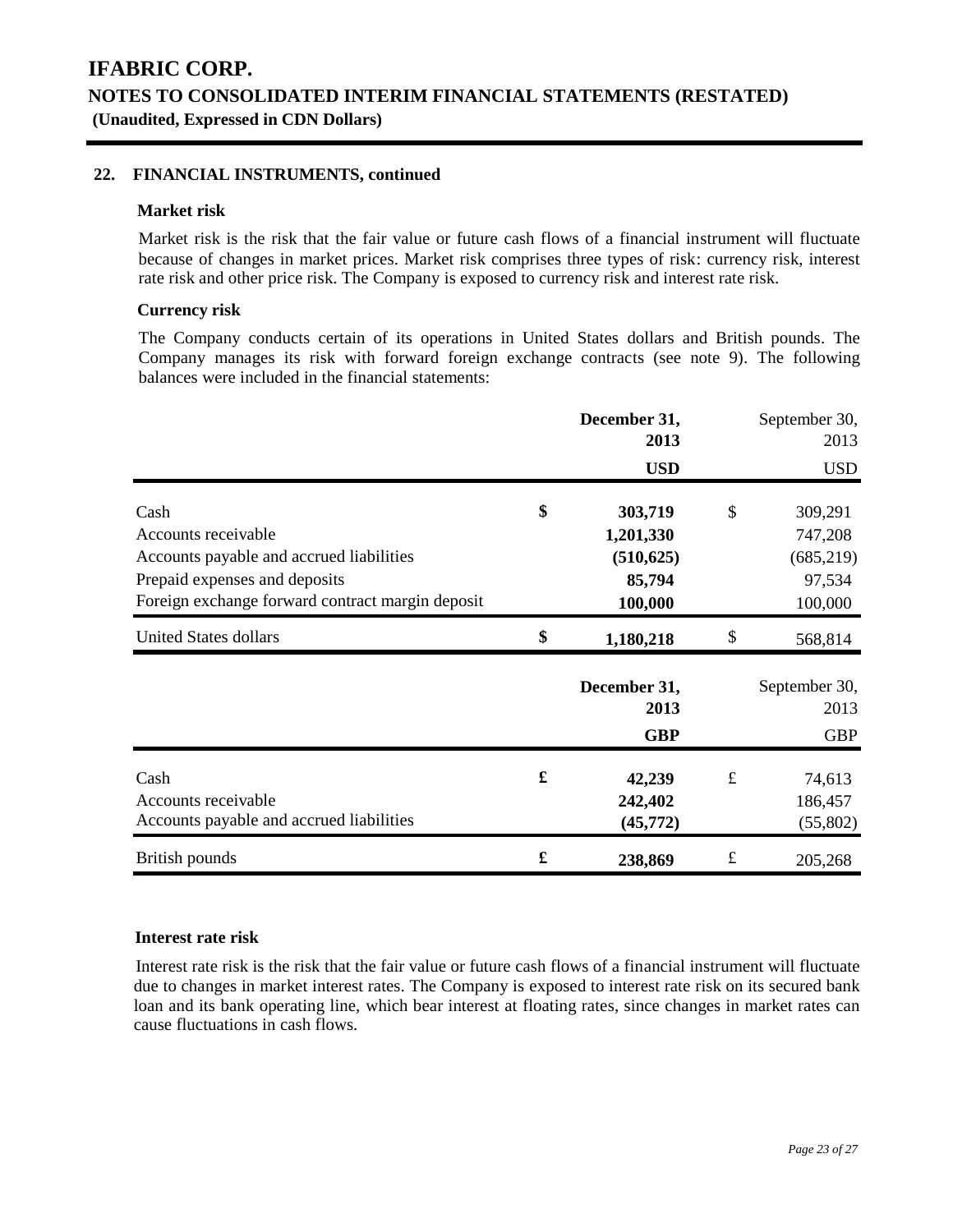# IFABRIC CORP.

## NOTES TO CONSOLIDATED INTERIM FINANCIAL STATEMENTS (RESTATED)

**(Unaudited, Expressed in CDN Dollars)**

### 22. FINANCIAL INSTRUMENTS, continued

**Market risk**

Market risk is the risk that the fair value or future cash flows of a financial instrument will fluctuate because of changes in market prices. Market risk comprises three types of risk: currency risk, interest rate risk and other price risk. The Company is exposed to currency risk and interest rate risk.

**Currency risk**

The Company conducts certain of its operations in United States dollars and British pounds. The Company manages its risk with forward foreign exchange contracts (see note 9). The following balances were included in the financial statements:

| | | **December 31, 2013** | | September 30, 2013 |
|---|---|---|---|---|
| | | **USD** | | USD |
| Cash | **$** | **303,719** | $ | 309,291 |
| Accounts receivable | | **1,201,330** | | 747,208 |
| Accounts payable and accrued liabilities | | **(510,625)** | | (685,219) |
| Prepaid expenses and deposits | | **85,794** | | 97,534 |
| Foreign exchange forward contract margin deposit | | **100,000** | | 100,000 |
| United States dollars | **$** | **1,180,218** | $ | 568,814 |

| | | **December 31, 2013** | | September 30, 2013 |
|---|---|---|---|---|
| | | **GBP** | | GBP |
| Cash | **£** | **42,239** | £ | 74,613 |
| Accounts receivable | | **242,402** | | 186,457 |
| Accounts payable and accrued liabilities | | **(45,772)** | | (55,802) |
| British pounds | **£** | **238,869** | £ | 205,268 |

**Interest rate risk**

Interest rate risk is the risk that the fair value or future cash flows of a financial instrument will fluctuate due to changes in market interest rates. The Company is exposed to interest rate risk on its secured bank loan and its bank operating line, which bear interest at floating rates, since changes in market rates can cause fluctuations in cash flows.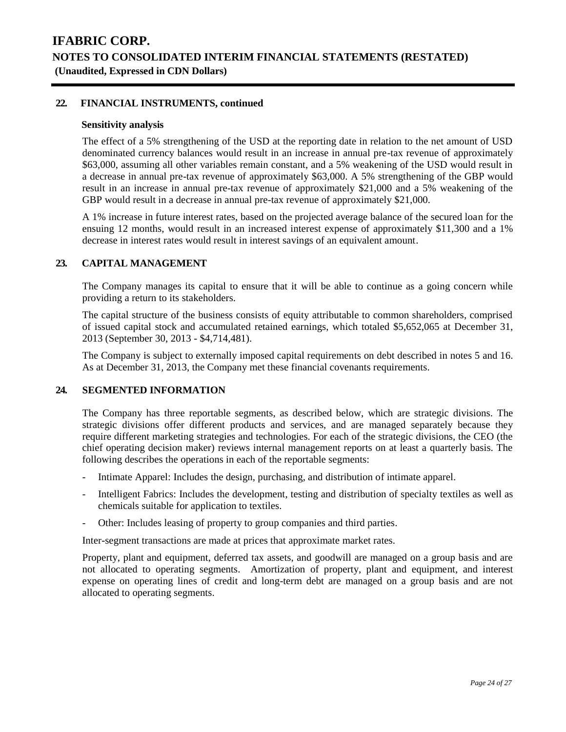## 22. FINANCIAL INSTRUMENTS, continued

### Sensitivity analysis

The effect of a 5% strengthening of the USD at the reporting date in relation to the net amount of USD denominated currency balances would result in an increase in annual pre-tax revenue of approximately $63,000, assuming all other variables remain constant, and a 5% weakening of the USD would result in a decrease in annual pre-tax revenue of approximately $63,000. A 5% strengthening of the GBP would result in an increase in annual pre-tax revenue of approximately $21,000 and a 5% weakening of the GBP would result in a decrease in annual pre-tax revenue of approximately $21,000.

A 1% increase in future interest rates, based on the projected average balance of the secured loan for the ensuing 12 months, would result in an increased interest expense of approximately $11,300 and a 1% decrease in interest rates would result in interest savings of an equivalent amount.

## 23. CAPITAL MANAGEMENT

The Company manages its capital to ensure that it will be able to continue as a going concern while providing a return to its stakeholders.

The capital structure of the business consists of equity attributable to common shareholders, comprised of issued capital stock and accumulated retained earnings, which totaled $5,652,065 at December 31, 2013 (September 30, 2013 - $4,714,481).

The Company is subject to externally imposed capital requirements on debt described in notes 5 and 16. As at December 31, 2013, the Company met these financial covenants requirements.

## 24. SEGMENTED INFORMATION

The Company has three reportable segments, as described below, which are strategic divisions. The strategic divisions offer different products and services, and are managed separately because they require different marketing strategies and technologies. For each of the strategic divisions, the CEO (the chief operating decision maker) reviews internal management reports on at least a quarterly basis. The following describes the operations in each of the reportable segments:

- Intimate Apparel: Includes the design, purchasing, and distribution of intimate apparel.
- Intelligent Fabrics: Includes the development, testing and distribution of specialty textiles as well as chemicals suitable for application to textiles.
- Other: Includes leasing of property to group companies and third parties.

Inter-segment transactions are made at prices that approximate market rates.

Property, plant and equipment, deferred tax assets, and goodwill are managed on a group basis and are not allocated to operating segments. Amortization of property, plant and equipment, and interest expense on operating lines of credit and long-term debt are managed on a group basis and are not allocated to operating segments.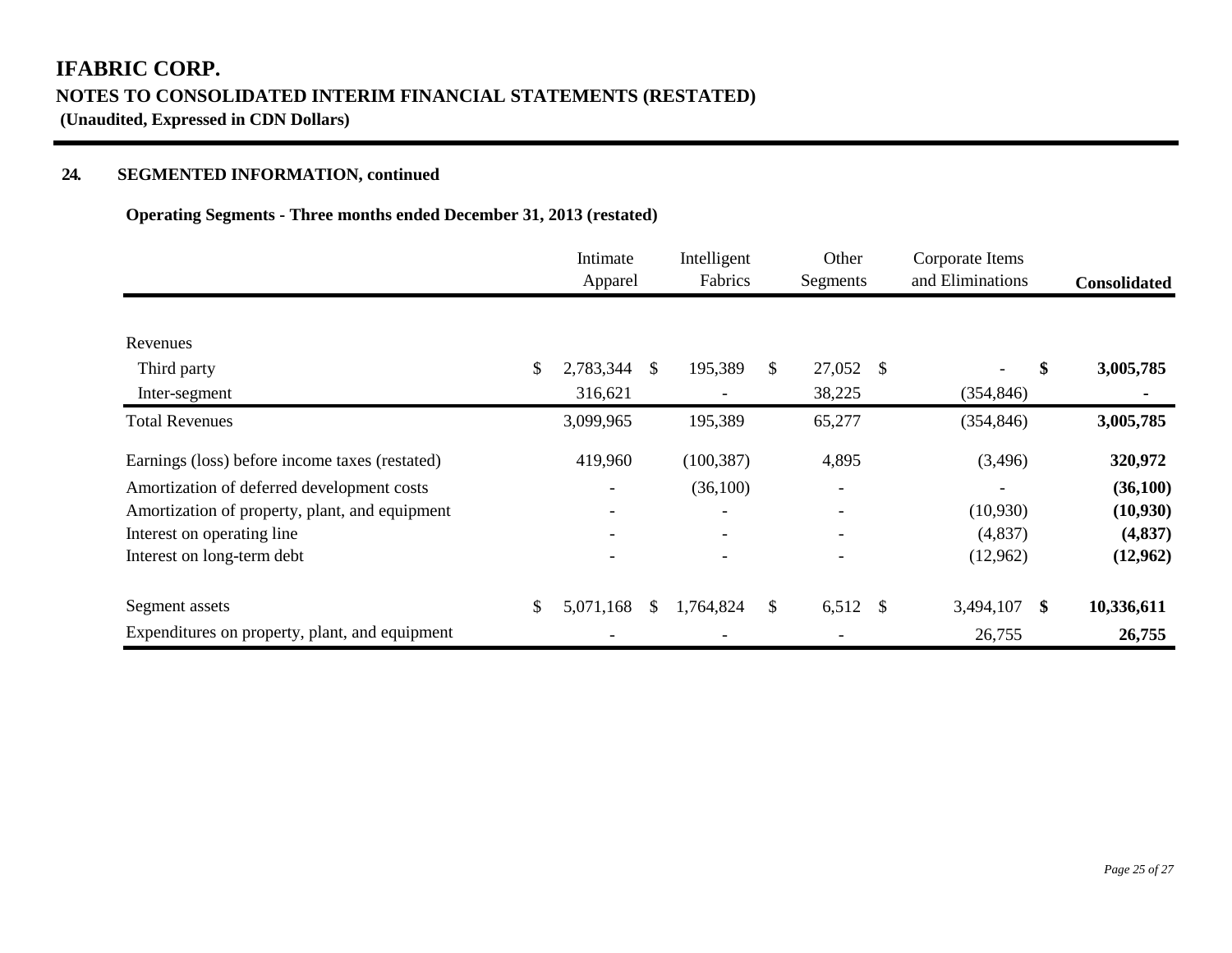# IFABRIC CORP.

## NOTES TO CONSOLIDATED INTERIM FINANCIAL STATEMENTS (RESTATED)

**(Unaudited, Expressed in CDN Dollars)**

### 24. SEGMENTED INFORMATION, continued

**Operating Segments - Three months ended December 31, 2013 (restated)**

| | Intimate Apparel | Intelligent Fabrics | Other Segments | Corporate Items and Eliminations | **Consolidated** |
|---|---|---|---|---|---|
| Revenues | | | | | |
| Third party | $ 2,783,344 | $ 195,389 | $ 27,052 | $ - | **$ 3,005,785** |
| Inter-segment | 316,621 | - | 38,225 | (354,846) | **-** |
| Total Revenues | 3,099,965 | 195,389 | 65,277 | (354,846) | **3,005,785** |
| Earnings (loss) before income taxes (restated) | 419,960 | (100,387) | 4,895 | (3,496) | **320,972** |
| Amortization of deferred development costs | - | (36,100) | - | - | **(36,100)** |
| Amortization of property, plant, and equipment | - | - | - | (10,930) | **(10,930)** |
| Interest on operating line | - | - | - | (4,837) | **(4,837)** |
| Interest on long-term debt | - | - | - | (12,962) | **(12,962)** |
| Segment assets | $ 5,071,168 | $ 1,764,824 | $ 6,512 | $ 3,494,107 | **$ 10,336,611** |
| Expenditures on property, plant, and equipment | - | - | - | 26,755 | **26,755** |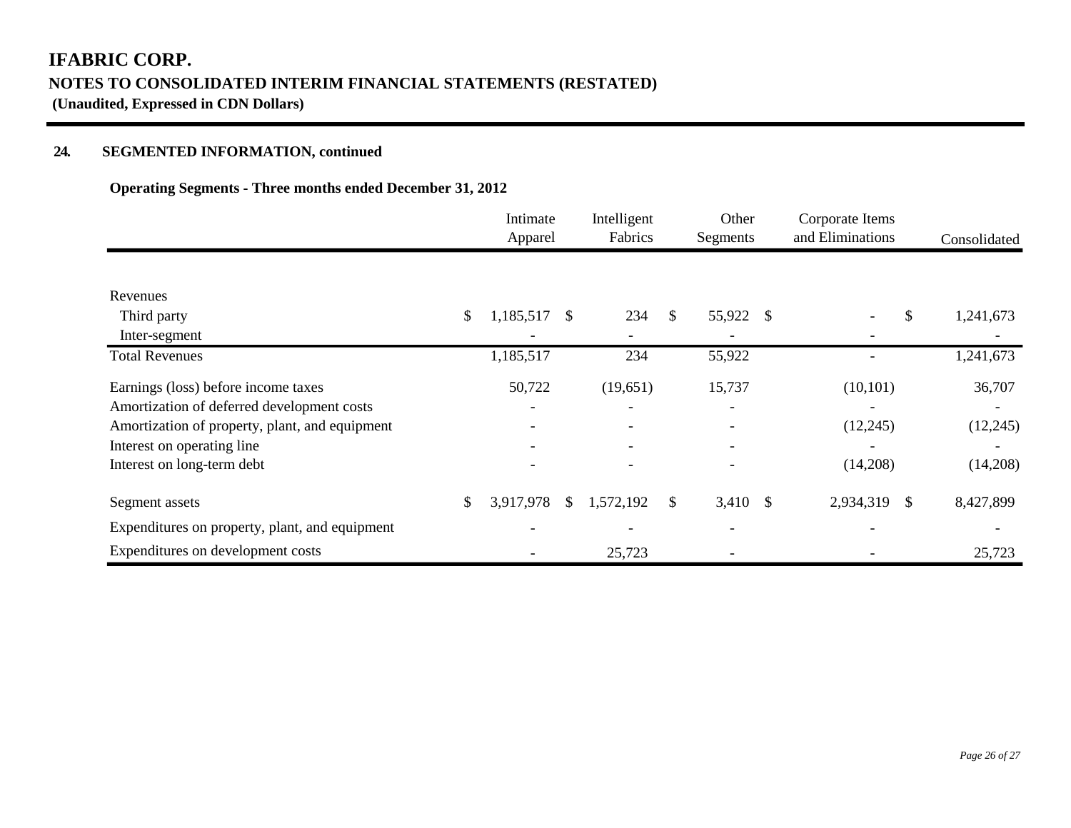# IFABRIC CORP.

## NOTES TO CONSOLIDATED INTERIM FINANCIAL STATEMENTS (RESTATED)

**(Unaudited, Expressed in CDN Dollars)**

### 24. SEGMENTED INFORMATION, continued

**Operating Segments - Three months ended December 31, 2012**

| | Intimate Apparel | Intelligent Fabrics | Other Segments | Corporate Items and Eliminations | Consolidated |
|---|---|---|---|---|---|
| Revenues | | | | | |
| Third party | $ 1,185,517 | $ 234 | $ 55,922 | $ - | $ 1,241,673 |
| Inter-segment | - | - | - | - | - |
| Total Revenues | 1,185,517 | 234 | 55,922 | - | 1,241,673 |
| Earnings (loss) before income taxes | 50,722 | (19,651) | 15,737 | (10,101) | 36,707 |
| Amortization of deferred development costs | - | - | - | - | - |
| Amortization of property, plant, and equipment | - | - | - | (12,245) | (12,245) |
| Interest on operating line | - | - | - | - | - |
| Interest on long-term debt | - | - | - | (14,208) | (14,208) |
| Segment assets | $ 3,917,978 | $ 1,572,192 | $ 3,410 | $ 2,934,319 | $ 8,427,899 |
| Expenditures on property, plant, and equipment | - | - | - | - | - |
| Expenditures on development costs | - | 25,723 | - | - | 25,723 |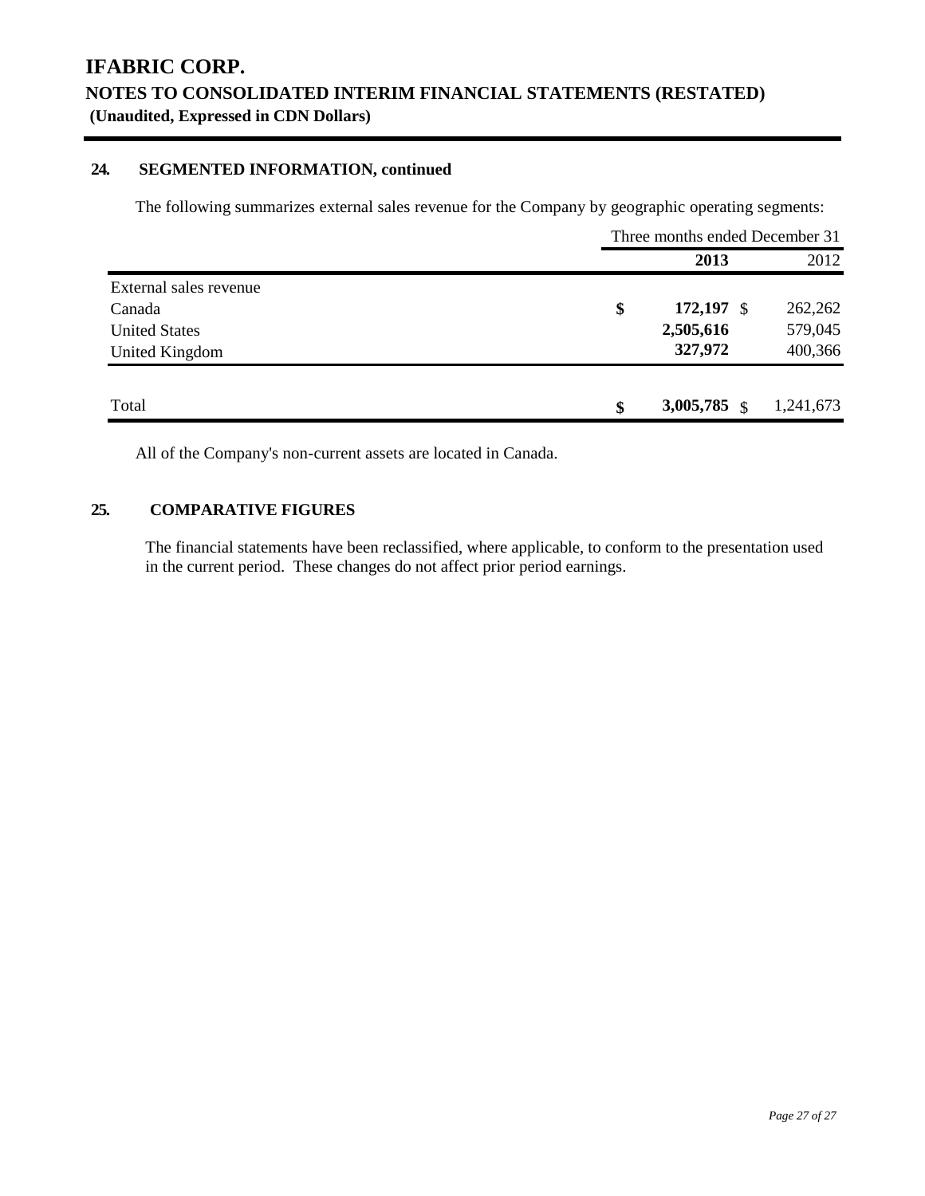# IFABRIC CORP.

## NOTES TO CONSOLIDATED INTERIM FINANCIAL STATEMENTS (RESTATED)

**(Unaudited, Expressed in CDN Dollars)**

### 24. SEGMENTED INFORMATION, continued

The following summarizes external sales revenue for the Company by geographic operating segments:

| | Three months ended December 31 | |
|---|---|---|
| | **2013** | 2012 |
| External sales revenue | | |
| Canada | **$ 172,197** | $ 262,262 |
| United States | **2,505,616** | 579,045 |
| United Kingdom | **327,972** | 400,366 |
| Total | **$ 3,005,785** | $ 1,241,673 |

All of the Company's non-current assets are located in Canada.

### 25. COMPARATIVE FIGURES

The financial statements have been reclassified, where applicable, to conform to the presentation used in the current period. These changes do not affect prior period earnings.